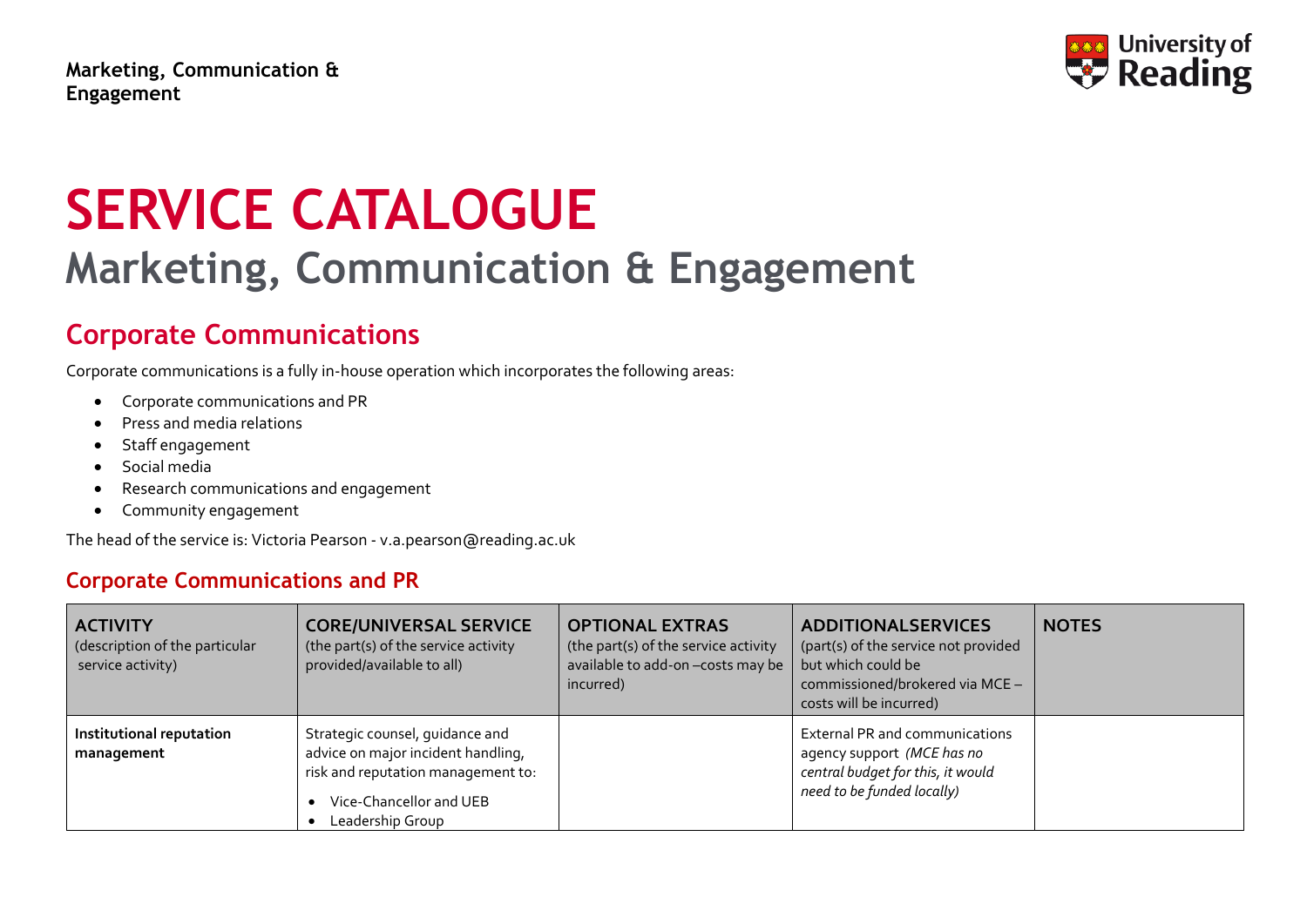**Marketing, Communication & Engagement**

# SERVICE CATALOGUE

## Marketing, Communication & Engagement

## Corporate Communications

Corporate communications is a fully in-house operation which incorporates the following areas:

- Corporate communications and PR
- Press and media relations
- Staff engagement
- Social media
- Research communications and engagement
- Community engagement

The head of the service is: Victoria Pearson - v.a.pearson@reading.ac.uk

### Corporate Communications and PR

| **ACTIVITY** (description of the particular service activity) | **CORE/UNIVERSAL SERVICE** (the part(s) of the service activity provided/available to all) | **OPTIONAL EXTRAS** (the part(s) of the service activity available to add-on –costs may be incurred) | **ADDITIONALSERVICES** (part(s) of the service not provided but which could be commissioned/brokered via MCE – costs will be incurred) | **NOTES** |
| --- | --- | --- | --- | --- |
| **Institutional reputation management** | Strategic counsel, guidance and advice on major incident handling, risk and reputation management to: <br>• Vice-Chancellor and UEB <br>• Leadership Group | | External PR and communications agency support *(MCE has no central budget for this, it would need to be funded locally)* | |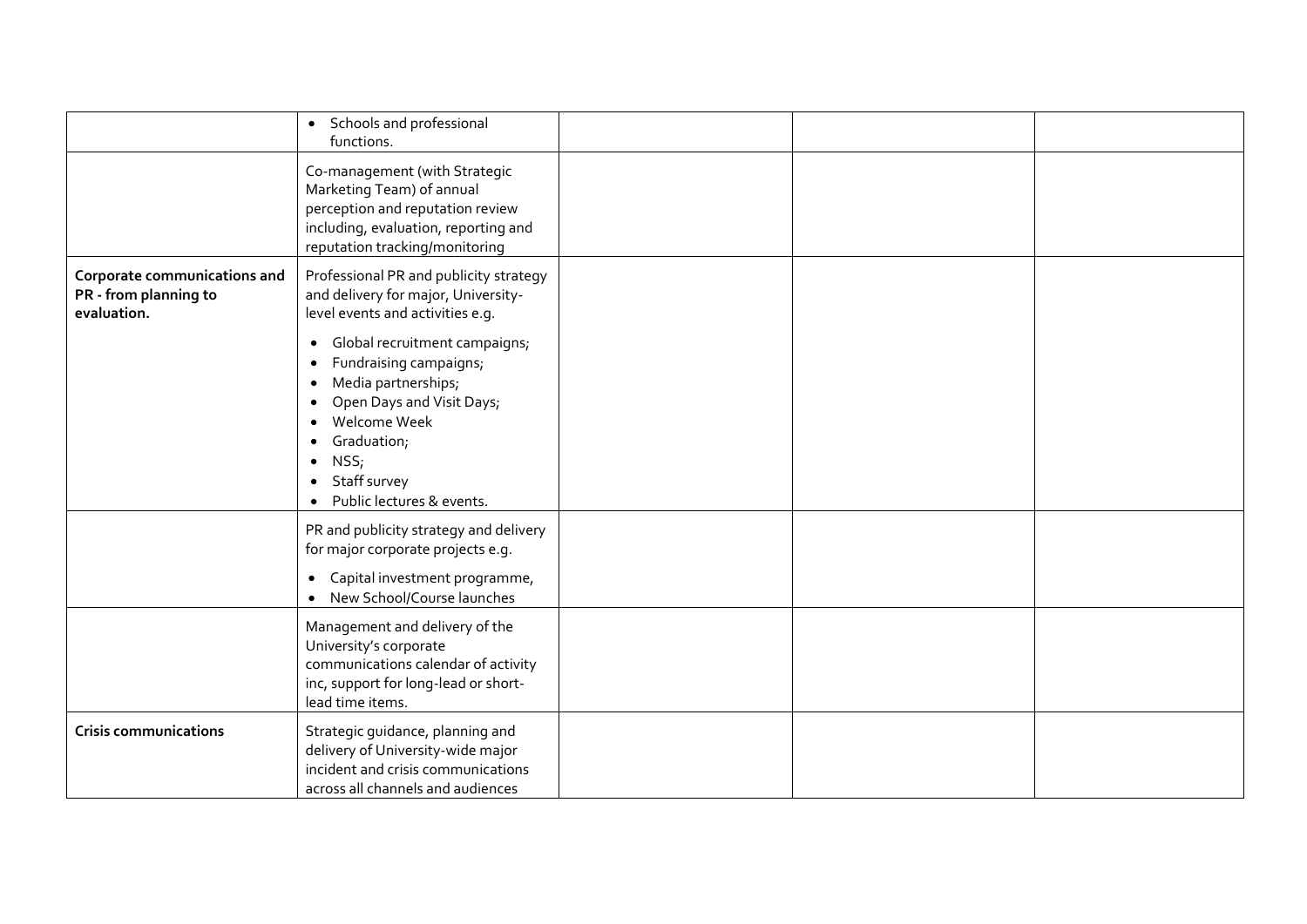| | | | | |
|---|---|---|---|---|
| | • Schools and professional functions. | | | |
| | Co-management (with Strategic Marketing Team) of annual perception and reputation review including, evaluation, reporting and reputation tracking/monitoring | | | |
| **Corporate communications and PR - from planning to evaluation.** | Professional PR and publicity strategy and delivery for major, University-level events and activities e.g.<br><br>• Global recruitment campaigns;<br>• Fundraising campaigns;<br>• Media partnerships;<br>• Open Days and Visit Days;<br>• Welcome Week<br>• Graduation;<br>• NSS;<br>• Staff survey<br>• Public lectures & events. | | | |
| | PR and publicity strategy and delivery for major corporate projects e.g.<br><br>• Capital investment programme,<br>• New School/Course launches | | | |
| | Management and delivery of the University's corporate communications calendar of activity inc, support for long-lead or short-lead time items. | | | |
| **Crisis communications** | Strategic guidance, planning and delivery of University-wide major incident and crisis communications across all channels and audiences | | | |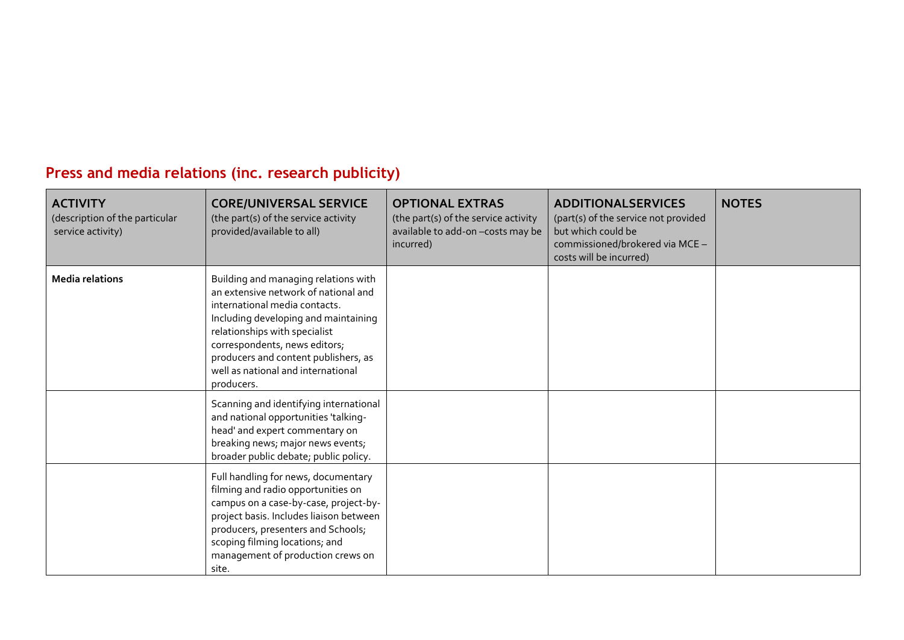## Press and media relations (inc. research publicity)

| **ACTIVITY** (description of the particular service activity) | **CORE/UNIVERSAL SERVICE** (the part(s) of the service activity provided/available to all) | **OPTIONAL EXTRAS** (the part(s) of the service activity available to add-on –costs may be incurred) | **ADDITIONALSERVICES** (part(s) of the service not provided but which could be commissioned/brokered via MCE – costs will be incurred) | **NOTES** |
|---|---|---|---|---|
| **Media relations** | Building and managing relations with an extensive network of national and international media contacts. Including developing and maintaining relationships with specialist correspondents, news editors; producers and content publishers, as well as national and international producers. | | | |
| | Scanning and identifying international and national opportunities 'talking-head' and expert commentary on breaking news; major news events; broader public debate; public policy. | | | |
| | Full handling for news, documentary filming and radio opportunities on campus on a case-by-case, project-by-project basis. Includes liaison between producers, presenters and Schools; scoping filming locations; and management of production crews on site. | | | |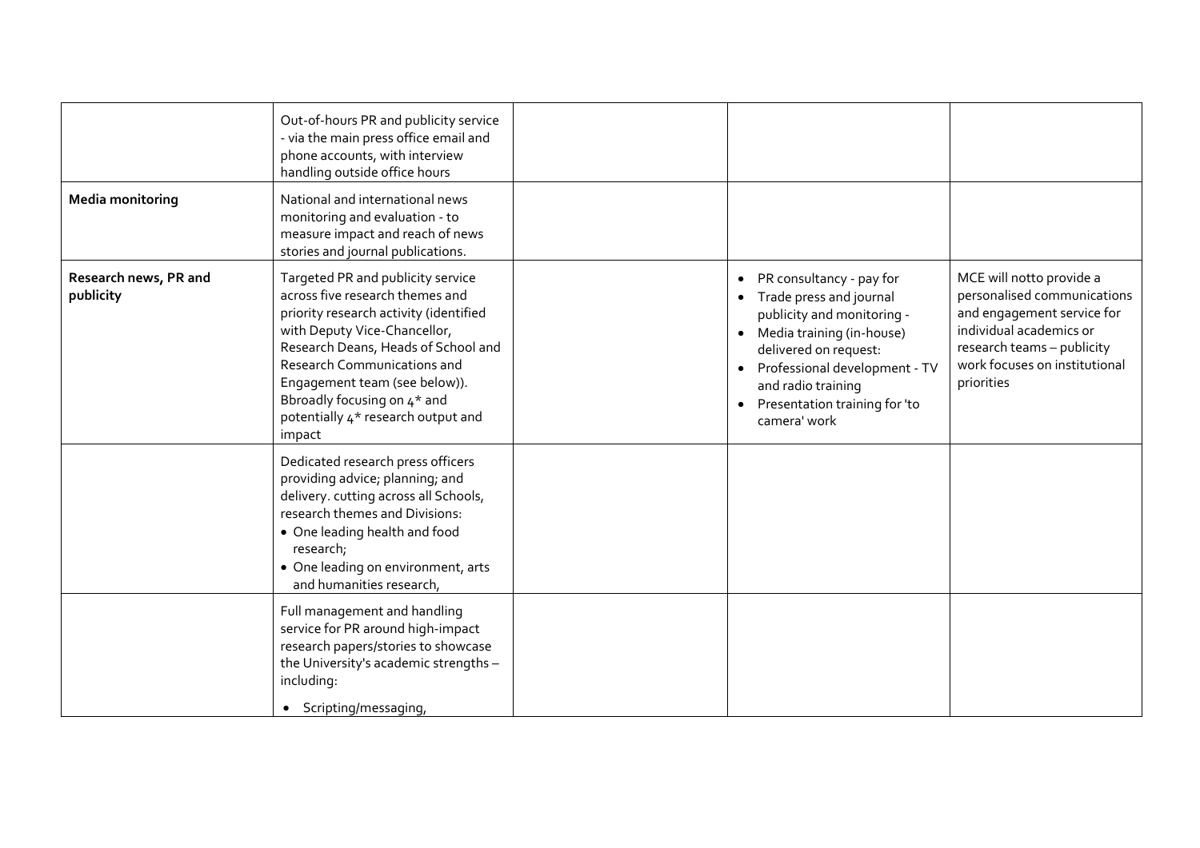| | | | | |
|---|---|---|---|---|
| | Out-of-hours PR and publicity service - via the main press office email and phone accounts, with interview handling outside office hours | | | |
| **Media monitoring** | National and international news monitoring and evaluation - to measure impact and reach of news stories and journal publications. | | | |
| **Research news, PR and publicity** | Targeted PR and publicity service across five research themes and priority research activity (identified with Deputy Vice-Chancellor, Research Deans, Heads of School and Research Communications and Engagement team (see below)). Bbroadly focusing on 4* and potentially 4* research output and impact | | • PR consultancy - pay for<br>• Trade press and journal publicity and monitoring -<br>• Media training (in-house) delivered on request:<br>• Professional development - TV and radio training<br>• Presentation training for 'to camera' work | MCE will notto provide a personalised communications and engagement service for individual academics or research teams – publicity work focuses on institutional priorities |
| | Dedicated research press officers providing advice; planning; and delivery. cutting across all Schools, research themes and Divisions:<br>• One leading health and food research;<br>• One leading on environment, arts and humanities research, | | | |
| | Full management and handling service for PR around high-impact research papers/stories to showcase the University's academic strengths – including:<br>• Scripting/messaging, | | | |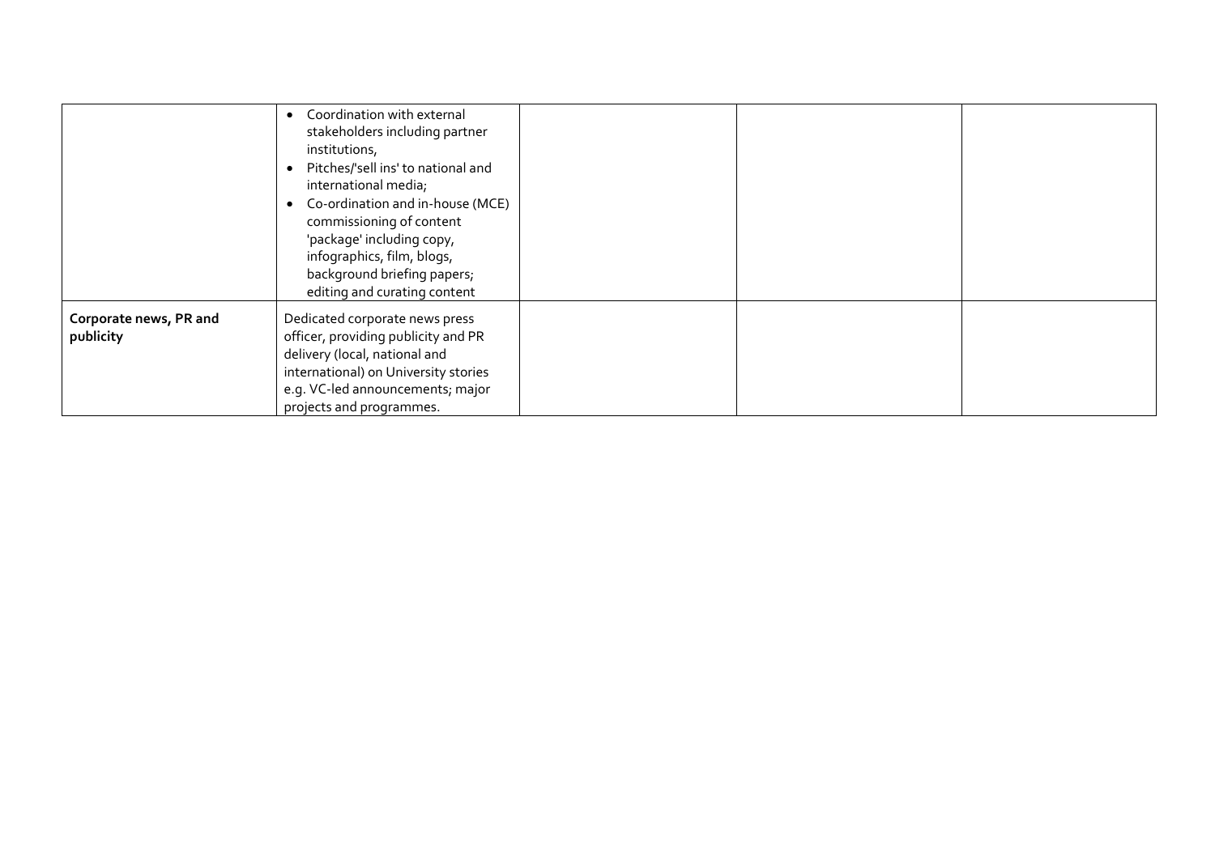| | | | | |
|---|---|---|---|---|
| | • Coordination with external stakeholders including partner institutions,<br>• Pitches/'sell ins' to national and international media;<br>• Co-ordination and in-house (MCE) commissioning of content 'package' including copy, infographics, film, blogs, background briefing papers; editing and curating content | | | |
| **Corporate news, PR and publicity** | Dedicated corporate news press officer, providing publicity and PR delivery (local, national and international) on University stories e.g. VC-led announcements; major projects and programmes. | | | |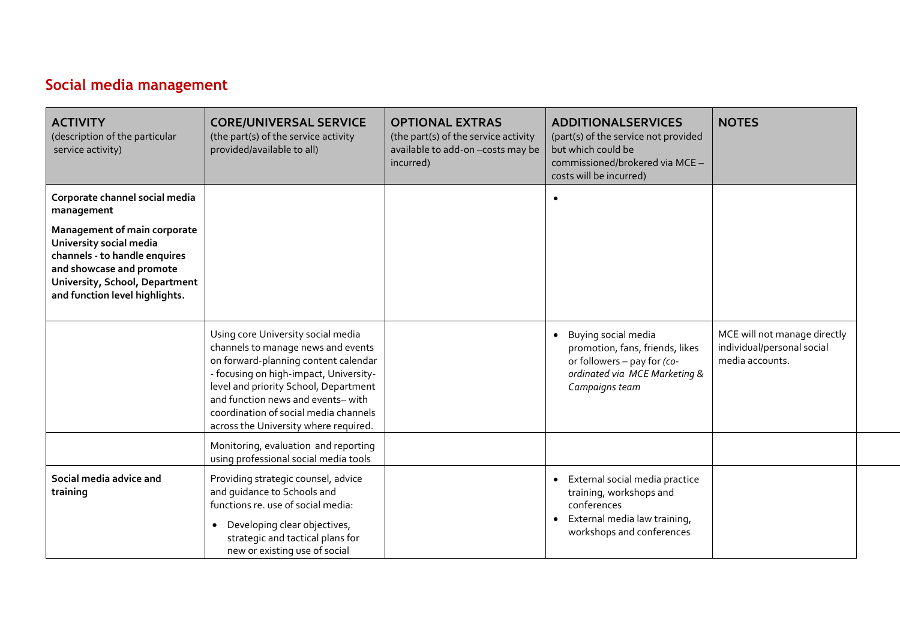## Social media management

| ACTIVITY (description of the particular service activity) | CORE/UNIVERSAL SERVICE (the part(s) of the service activity provided/available to all) | OPTIONAL EXTRAS (the part(s) of the service activity available to add-on –costs may be incurred) | ADDITIONALSERVICES (part(s) of the service not provided but which could be commissioned/brokered via MCE – costs will be incurred) | NOTES |
|---|---|---|---|---|
| **Corporate channel social media management** <br> **Management of main corporate University social media channels - to handle enquires and showcase and promote University, School, Department and function level highlights.** | | | • | |
| | Using core University social media channels to manage news and events on forward-planning content calendar - focusing on high-impact, University-level and priority School, Department and function news and events– with coordination of social media channels across the University where required. | | • Buying social media promotion, fans, friends, likes or followers – pay for *(co-ordinated via MCE Marketing & Campaigns team* | MCE will not manage directly individual/personal social media accounts. |
| | Monitoring, evaluation and reporting using professional social media tools | | | |
| **Social media advice and training** | Providing strategic counsel, advice and guidance to Schools and functions re. use of social media: <br> • Developing clear objectives, strategic and tactical plans for new or existing use of social | | • External social media practice training, workshops and conferences <br> • External media law training, workshops and conferences | |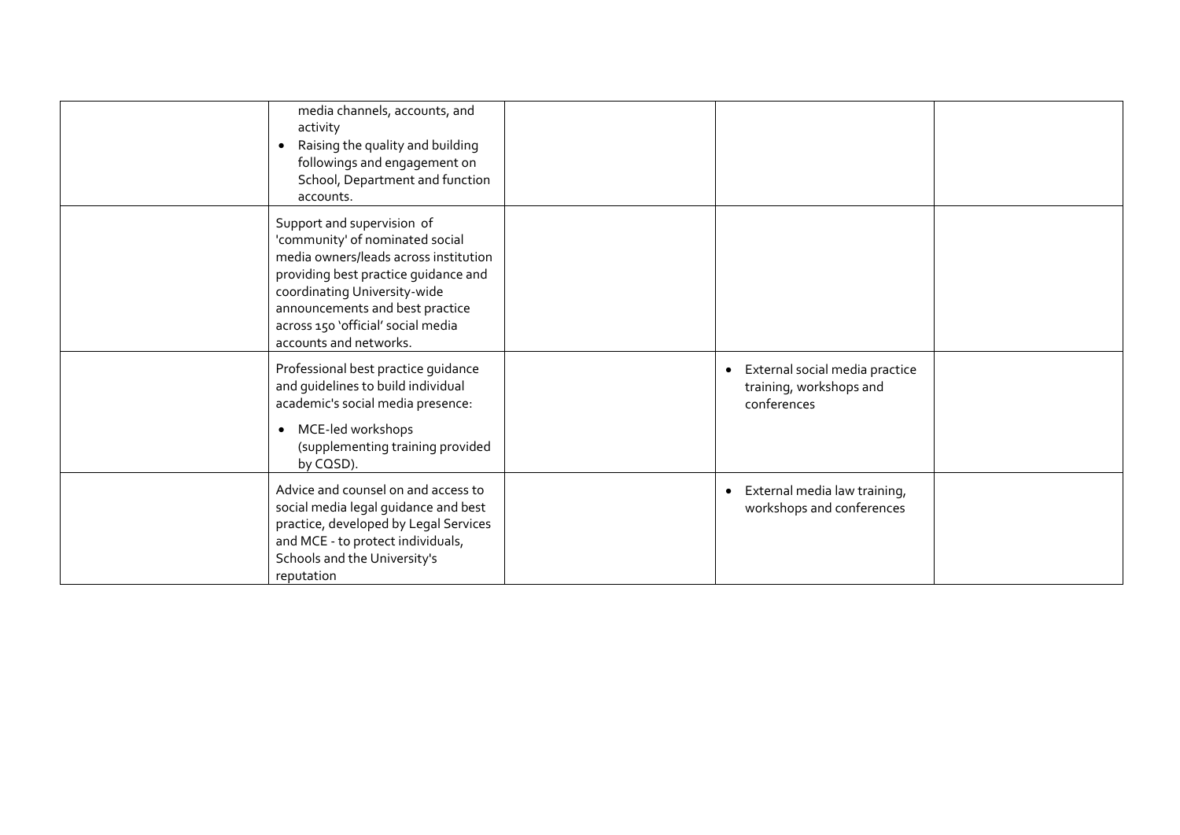| | | | | |
|---|---|---|---|---|
| | media channels, accounts, and activity<br>• Raising the quality and building followings and engagement on School, Department and function accounts. | | | |
| | Support and supervision of 'community' of nominated social media owners/leads across institution providing best practice guidance and coordinating University-wide announcements and best practice across 150 'official' social media accounts and networks. | | | |
| | Professional best practice guidance and guidelines to build individual academic's social media presence:<br>• MCE-led workshops (supplementing training provided by CQSD). | | • External social media practice training, workshops and conferences | |
| | Advice and counsel on and access to social media legal guidance and best practice, developed by Legal Services and MCE - to protect individuals, Schools and the University's reputation | | • External media law training, workshops and conferences | |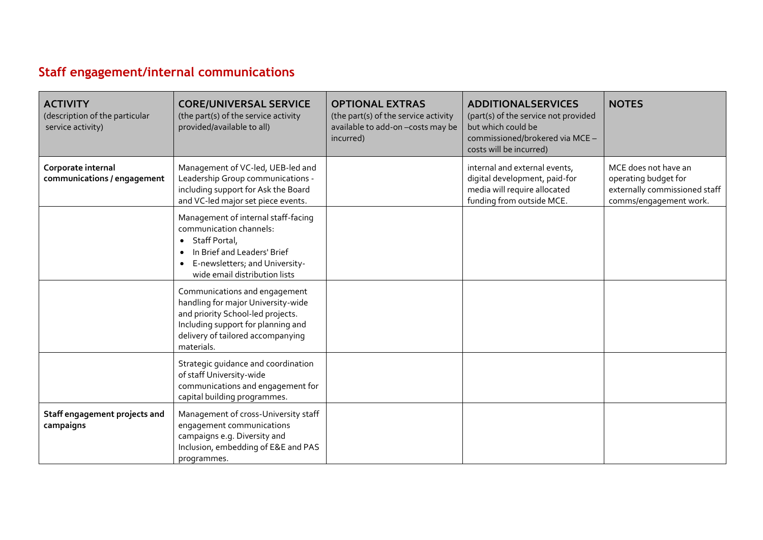## Staff engagement/internal communications

| **ACTIVITY** (description of the particular service activity) | **CORE/UNIVERSAL SERVICE** (the part(s) of the service activity provided/available to all) | **OPTIONAL EXTRAS** (the part(s) of the service activity available to add-on –costs may be incurred) | **ADDITIONALSERVICES** (part(s) of the service not provided but which could be commissioned/brokered via MCE – costs will be incurred) | **NOTES** |
|---|---|---|---|---|
| **Corporate internal communications / engagement** | Management of VC-led, UEB-led and Leadership Group communications - including support for Ask the Board and VC-led major set piece events. | | internal and external events, digital development, paid-for media will require allocated funding from outside MCE. | MCE does not have an operating budget for externally commissioned staff comms/engagement work. |
| | Management of internal staff-facing communication channels: <br>• Staff Portal, <br>• In Brief and Leaders' Brief <br>• E-newsletters; and University-wide email distribution lists | | | |
| | Communications and engagement handling for major University-wide and priority School-led projects. Including support for planning and delivery of tailored accompanying materials. | | | |
| | Strategic guidance and coordination of staff University-wide communications and engagement for capital building programmes. | | | |
| **Staff engagement projects and campaigns** | Management of cross-University staff engagement communications campaigns e.g. Diversity and Inclusion, embedding of E&E and PAS programmes. | | | |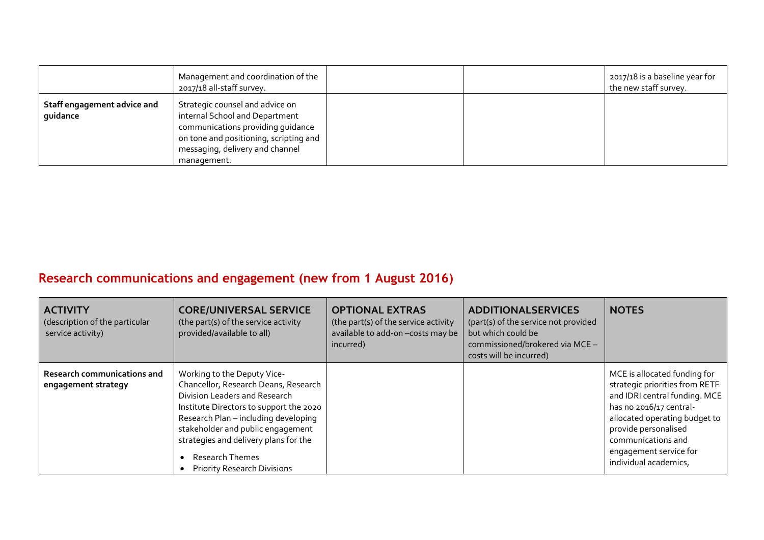| | | | | |
|---|---|---|---|---|
| | Management and coordination of the 2017/18 all-staff survey. | | | 2017/18 is a baseline year for the new staff survey. |
| **Staff engagement advice and guidance** | Strategic counsel and advice on internal School and Department communications providing guidance on tone and positioning, scripting and messaging, delivery and channel management. | | | |

## Research communications and engagement (new from 1 August 2016)

| **ACTIVITY** (description of the particular service activity) | **CORE/UNIVERSAL SERVICE** (the part(s) of the service activity provided/available to all) | **OPTIONAL EXTRAS** (the part(s) of the service activity available to add-on –costs may be incurred) | **ADDITIONALSERVICES** (part(s) of the service not provided but which could be commissioned/brokered via MCE – costs will be incurred) | **NOTES** |
|---|---|---|---|---|
| **Research communications and engagement strategy** | Working to the Deputy Vice-Chancellor, Research Deans, Research Division Leaders and Research Institute Directors to support the 2020 Research Plan – including developing stakeholder and public engagement strategies and delivery plans for the<br>• Research Themes<br>• Priority Research Divisions | | | MCE is allocated funding for strategic priorities from RETF and IDRI central funding. MCE has no 2016/17 central-allocated operating budget to provide personalised communications and engagement service for individual academics, |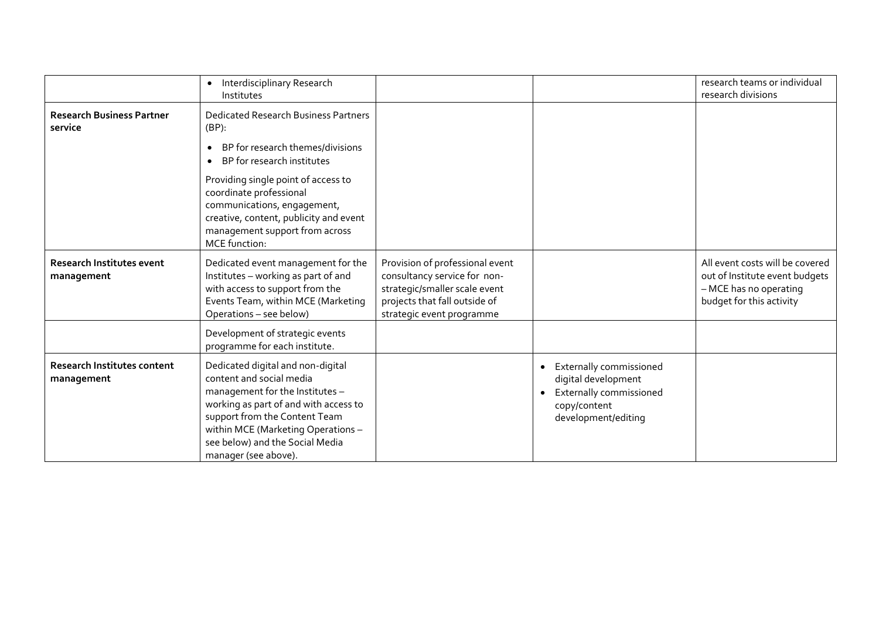| | | | | |
|---|---|---|---|---|
| | • Interdisciplinary Research Institutes | | | research teams or individual research divisions |
| **Research Business Partner service** | Dedicated Research Business Partners (BP):<br>• BP for research themes/divisions<br>• BP for research institutes<br>Providing single point of access to coordinate professional communications, engagement, creative, content, publicity and event management support from across MCE function: | | | |
| **Research Institutes event management** | Dedicated event management for the Institutes – working as part of and with access to support from the Events Team, within MCE (Marketing Operations – see below) | Provision of professional event consultancy service for non-strategic/smaller scale event projects that fall outside of strategic event programme | | All event costs will be covered out of Institute event budgets – MCE has no operating budget for this activity |
| | Development of strategic events programme for each institute. | | | |
| **Research Institutes content management** | Dedicated digital and non-digital content and social media management for the Institutes – working as part of and with access to support from the Content Team within MCE (Marketing Operations – see below) and the Social Media manager (see above). | | • Externally commissioned digital development<br>• Externally commissioned copy/content development/editing | |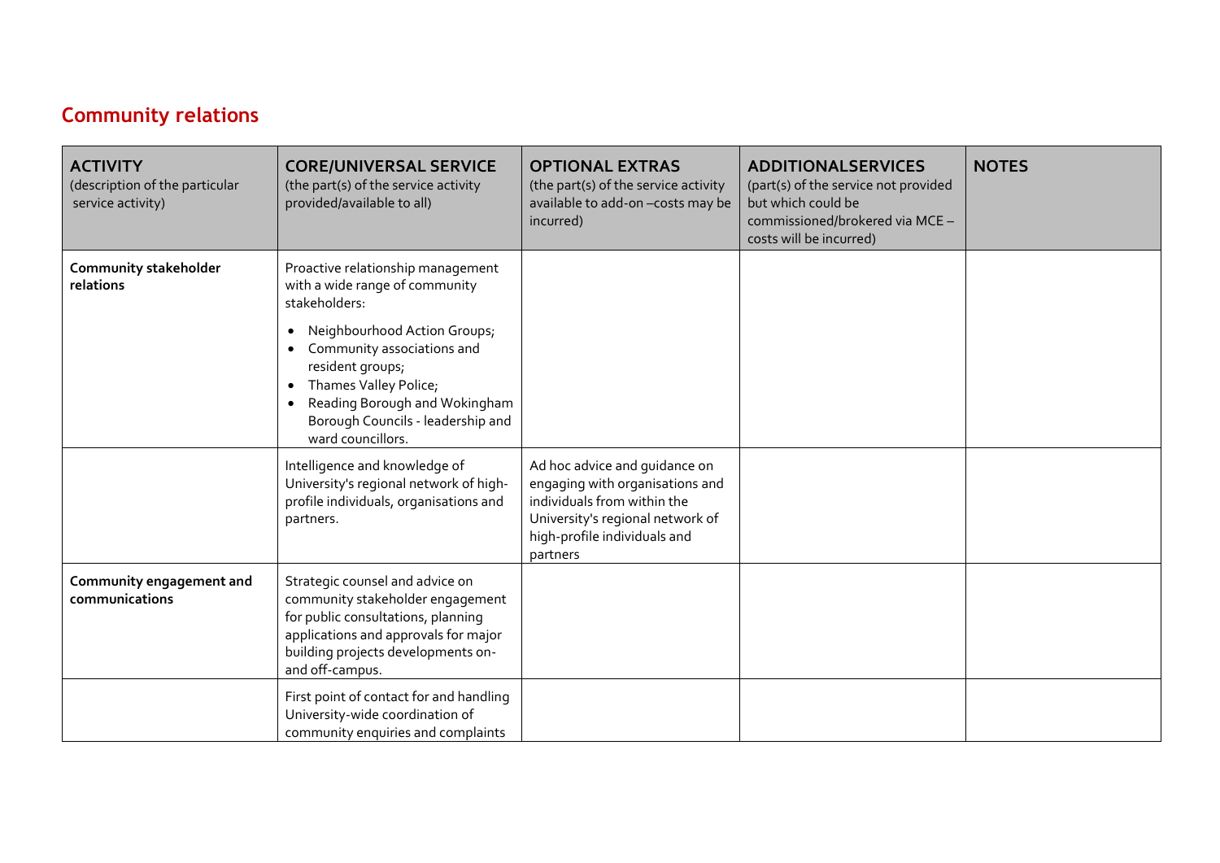## Community relations

| ACTIVITY (description of the particular service activity) | CORE/UNIVERSAL SERVICE (the part(s) of the service activity provided/available to all) | OPTIONAL EXTRAS (the part(s) of the service activity available to add-on –costs may be incurred) | ADDITIONALSERVICES (part(s) of the service not provided but which could be commissioned/brokered via MCE – costs will be incurred) | NOTES |
|---|---|---|---|---|
| **Community stakeholder relations** | Proactive relationship management with a wide range of community stakeholders:<br>• Neighbourhood Action Groups;<br>• Community associations and resident groups;<br>• Thames Valley Police;<br>• Reading Borough and Wokingham Borough Councils - leadership and ward councillors. | | | |
| | Intelligence and knowledge of University's regional network of high-profile individuals, organisations and partners. | Ad hoc advice and guidance on engaging with organisations and individuals from within the University's regional network of high-profile individuals and partners | | |
| **Community engagement and communications** | Strategic counsel and advice on community stakeholder engagement for public consultations, planning applications and approvals for major building projects developments on- and off-campus. | | | |
| | First point of contact for and handling University-wide coordination of community enquiries and complaints | | | |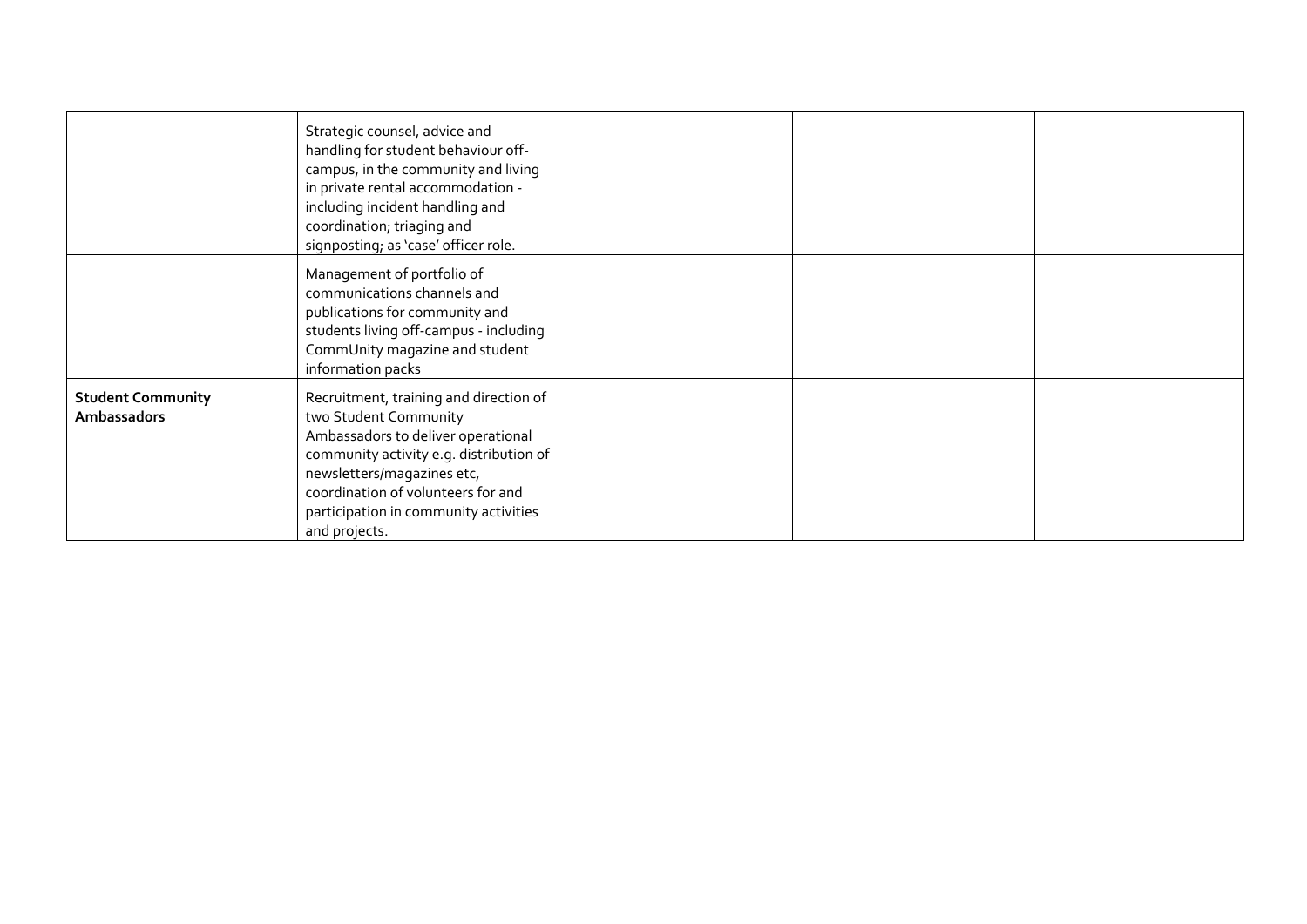| | | | | |
|---|---|---|---|---|
| | Strategic counsel, advice and handling for student behaviour off-campus, in the community and living in private rental accommodation - including incident handling and coordination; triaging and signposting; as 'case' officer role. | | | |
| | Management of portfolio of communications channels and publications for community and students living off-campus - including CommUnity magazine and student information packs | | | |
| **Student Community Ambassadors** | Recruitment, training and direction of two Student Community Ambassadors to deliver operational community activity e.g. distribution of newsletters/magazines etc, coordination of volunteers for and participation in community activities and projects. | | | |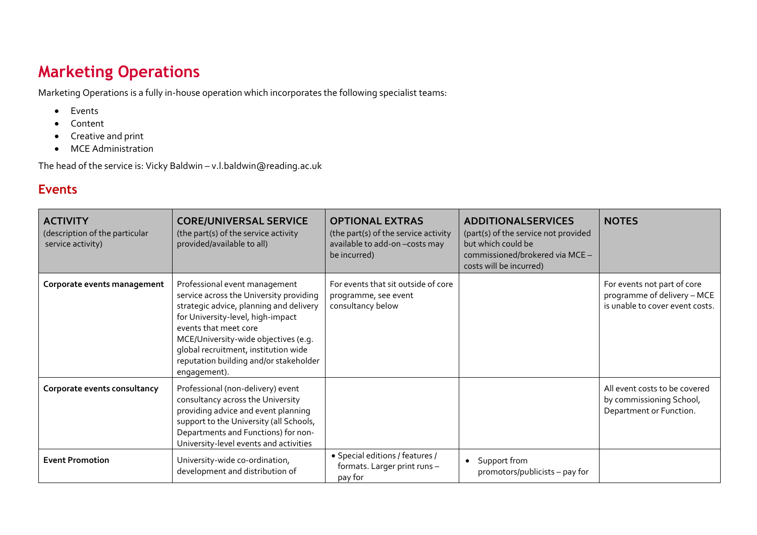# Marketing Operations

Marketing Operations is a fully in-house operation which incorporates the following specialist teams:

- Events
- Content
- Creative and print
- MCE Administration

The head of the service is: Vicky Baldwin – v.l.baldwin@reading.ac.uk

## Events

| **ACTIVITY** (description of the particular service activity) | **CORE/UNIVERSAL SERVICE** (the part(s) of the service activity provided/available to all) | **OPTIONAL EXTRAS** (the part(s) of the service activity available to add-on –costs may be incurred) | **ADDITIONALSERVICES** (part(s) of the service not provided but which could be commissioned/brokered via MCE – costs will be incurred) | **NOTES** |
|---|---|---|---|---|
| **Corporate events management** | Professional event management service across the University providing strategic advice, planning and delivery for University-level, high-impact events that meet core MCE/University-wide objectives (e.g. global recruitment, institution wide reputation building and/or stakeholder engagement). | For events that sit outside of core programme, see event consultancy below | | For events not part of core programme of delivery – MCE is unable to cover event costs. |
| **Corporate events consultancy** | Professional (non-delivery) event consultancy across the University providing advice and event planning support to the University (all Schools, Departments and Functions) for non-University-level events and activities | | | All event costs to be covered by commissioning School, Department or Function. |
| **Event Promotion** | University-wide co-ordination, development and distribution of | • Special editions / features / formats. Larger print runs – pay for | • Support from promotors/publicists – pay for | |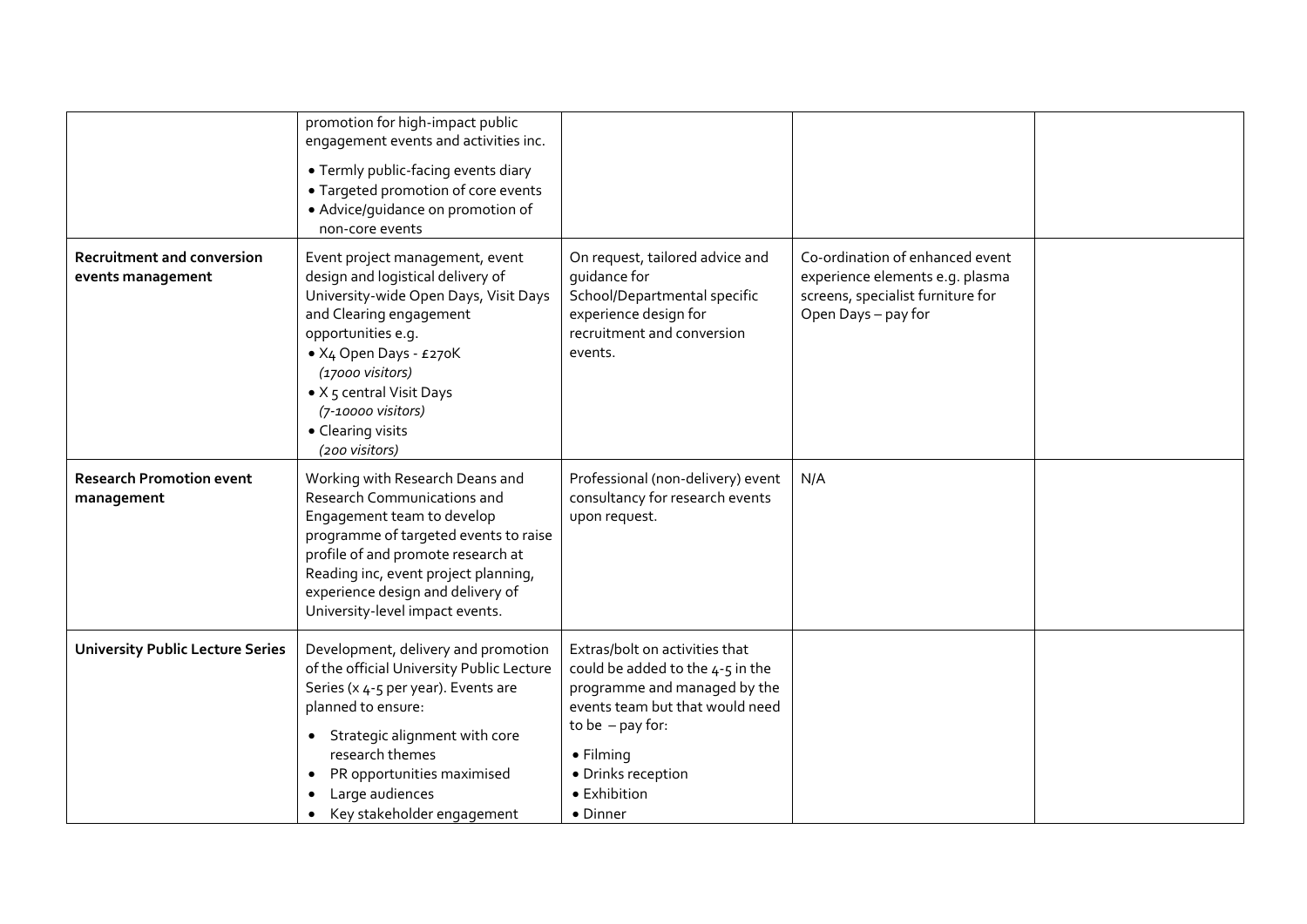| | | | | |
|---|---|---|---|---|
| | promotion for high-impact public engagement events and activities inc.<br>• Termly public-facing events diary<br>• Targeted promotion of core events<br>• Advice/guidance on promotion of non-core events | | | |
| **Recruitment and conversion events management** | Event project management, event design and logistical delivery of University-wide Open Days, Visit Days and Clearing engagement opportunities e.g.<br>• X4 Open Days - £270K *(17000 visitors)*<br>• X 5 central Visit Days *(7-10000 visitors)*<br>• Clearing visits *(200 visitors)* | On request, tailored advice and guidance for School/Departmental specific experience design for recruitment and conversion events. | Co-ordination of enhanced event experience elements e.g. plasma screens, specialist furniture for Open Days – pay for | |
| **Research Promotion event management** | Working with Research Deans and Research Communications and Engagement team to develop programme of targeted events to raise profile of and promote research at Reading inc, event project planning, experience design and delivery of University-level impact events. | Professional (non-delivery) event consultancy for research events upon request. | N/A | |
| **University Public Lecture Series** | Development, delivery and promotion of the official University Public Lecture Series (x 4-5 per year). Events are planned to ensure:<br>• Strategic alignment with core research themes<br>• PR opportunities maximised<br>• Large audiences<br>• Key stakeholder engagement | Extras/bolt on activities that could be added to the 4-5 in the programme and managed by the events team but that would need to be – pay for:<br>• Filming<br>• Drinks reception<br>• Exhibition<br>• Dinner | | |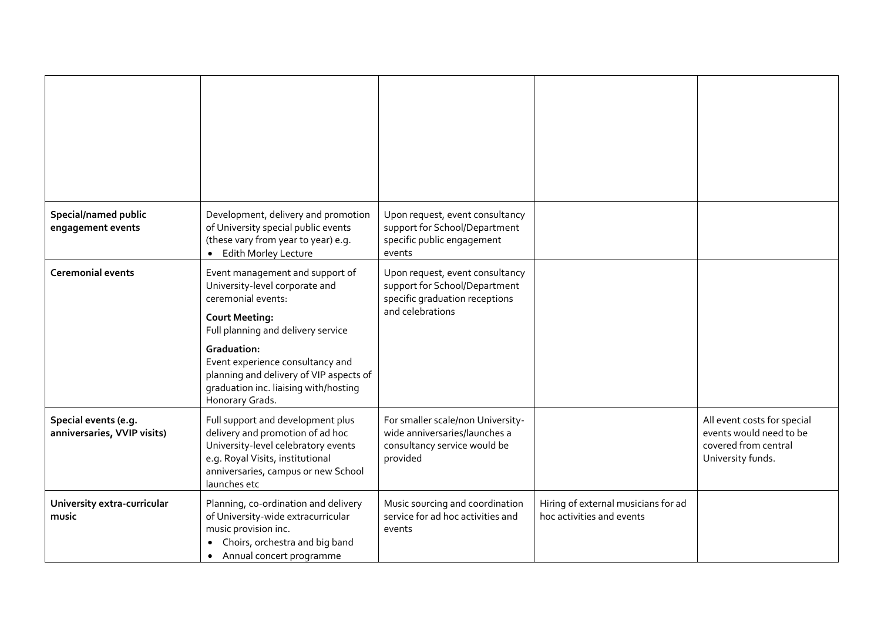| | | | | |
|---|---|---|---|---|
| | | | | |
| **Special/named public engagement events** | Development, delivery and promotion of University special public events (these vary from year to year) e.g.<br>• Edith Morley Lecture | Upon request, event consultancy support for School/Department specific public engagement events | | |
| **Ceremonial events** | Event management and support of University-level corporate and ceremonial events:<br>**Court Meeting:**<br>Full planning and delivery service<br>**Graduation:**<br>Event experience consultancy and planning and delivery of VIP aspects of graduation inc. liaising with/hosting Honorary Grads. | Upon request, event consultancy support for School/Department specific graduation receptions and celebrations | | |
| **Special events (e.g. anniversaries, VVIP visits)** | Full support and development plus delivery and promotion of ad hoc University-level celebratory events e.g. Royal Visits, institutional anniversaries, campus or new School launches etc | For smaller scale/non University-wide anniversaries/launches a consultancy service would be provided | | All event costs for special events would need to be covered from central University funds. |
| **University extra-curricular music** | Planning, co-ordination and delivery of University-wide extracurricular music provision inc.<br>• Choirs, orchestra and big band<br>• Annual concert programme | Music sourcing and coordination service for ad hoc activities and events | Hiring of external musicians for ad hoc activities and events | |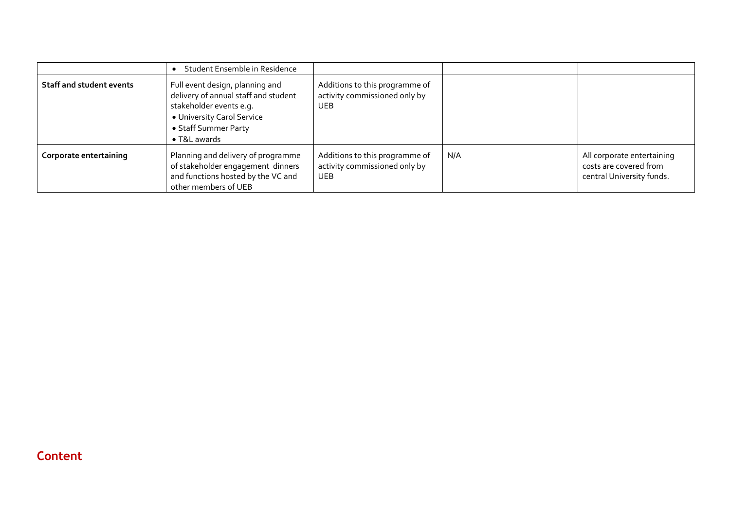| | | | | |
|---|---|---|---|---|
| | • Student Ensemble in Residence | | | |
| **Staff and student events** | Full event design, planning and delivery of annual staff and student stakeholder events e.g.<br>• University Carol Service<br>• Staff Summer Party<br>• T&L awards | Additions to this programme of activity commissioned only by UEB | | |
| **Corporate entertaining** | Planning and delivery of programme of stakeholder engagement dinners and functions hosted by the VC and other members of UEB | Additions to this programme of activity commissioned only by UEB | N/A | All corporate entertaining costs are covered from central University funds. |

## Content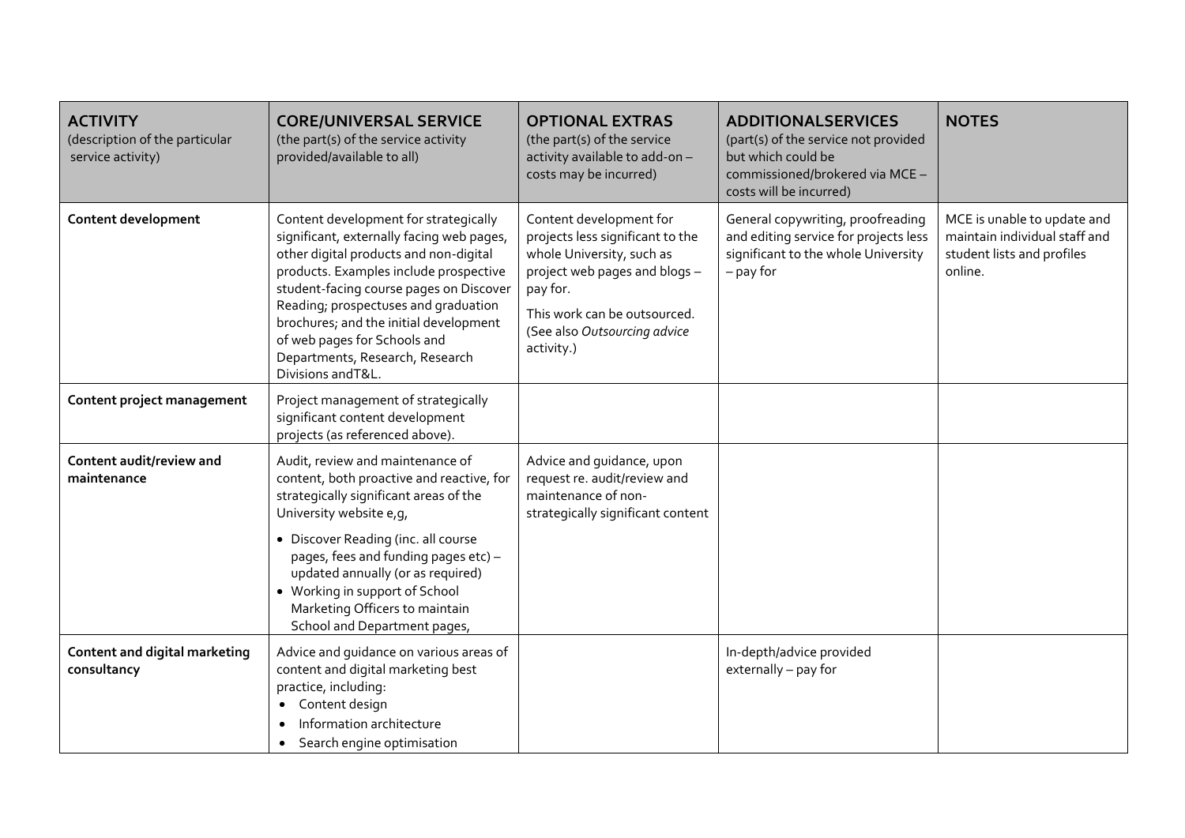| **ACTIVITY** (description of the particular service activity) | **CORE/UNIVERSAL SERVICE** (the part(s) of the service activity provided/available to all) | **OPTIONAL EXTRAS** (the part(s) of the service activity available to add-on – costs may be incurred) | **ADDITIONALSERVICES** (part(s) of the service not provided but which could be commissioned/brokered via MCE – costs will be incurred) | **NOTES** |
|---|---|---|---|---|
| **Content development** | Content development for strategically significant, externally facing web pages, other digital products and non-digital products. Examples include prospective student-facing course pages on Discover Reading; prospectuses and graduation brochures; and the initial development of web pages for Schools and Departments, Research, Research Divisions andT&L. | Content development for projects less significant to the whole University, such as project web pages and blogs – pay for.<br><br>This work can be outsourced. (See also *Outsourcing advice* activity.) | General copywriting, proofreading and editing service for projects less significant to the whole University – pay for | MCE is unable to update and maintain individual staff and student lists and profiles online. |
| **Content project management** | Project management of strategically significant content development projects (as referenced above). | | | |
| **Content audit/review and maintenance** | Audit, review and maintenance of content, both proactive and reactive, for strategically significant areas of the University website e,g,<br><br>• Discover Reading (inc. all course pages, fees and funding pages etc) – updated annually (or as required)<br>• Working in support of School Marketing Officers to maintain School and Department pages, | Advice and guidance, upon request re. audit/review and maintenance of non-strategically significant content | | |
| **Content and digital marketing consultancy** | Advice and guidance on various areas of content and digital marketing best practice, including:<br>• Content design<br>• Information architecture<br>• Search engine optimisation | | In-depth/advice provided externally – pay for | |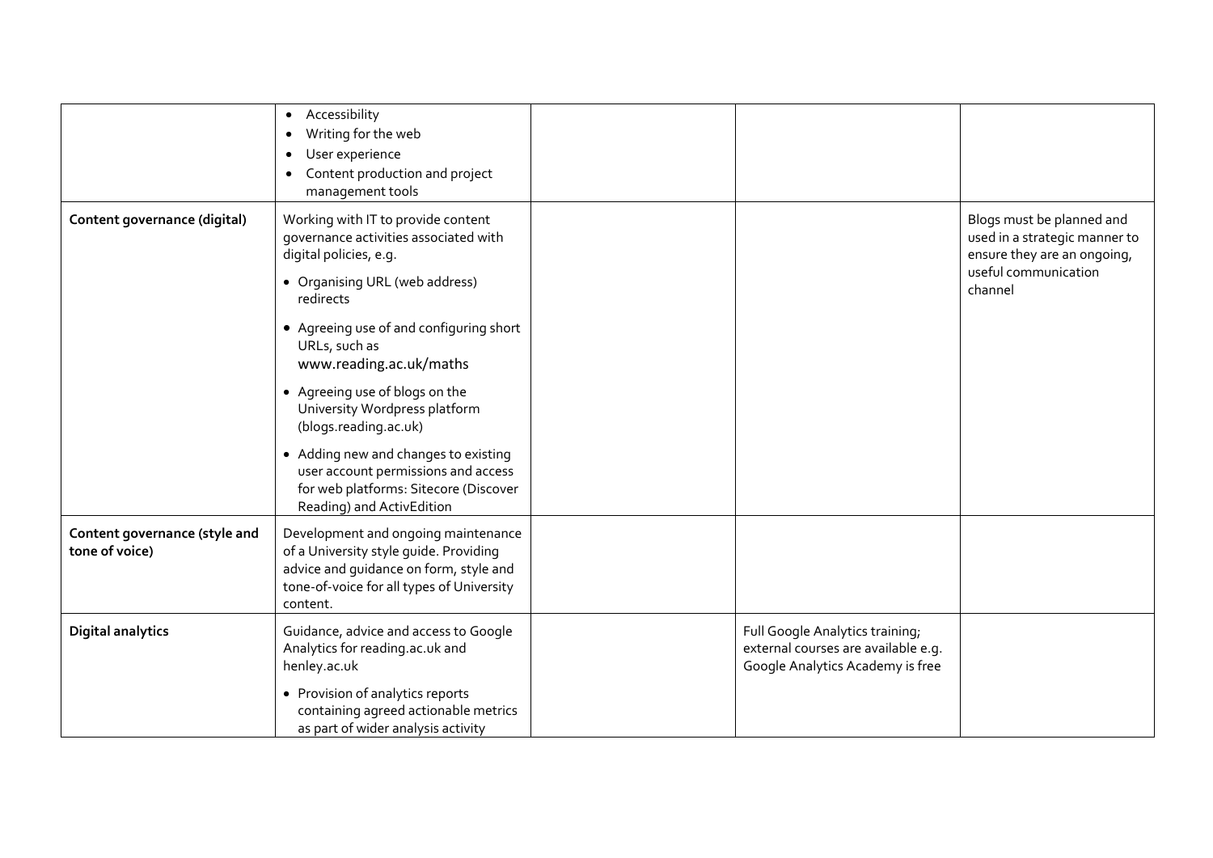| | | | | |
|---|---|---|---|---|
| | • Accessibility<br>• Writing for the web<br>• User experience<br>• Content production and project management tools | | | |
| **Content governance (digital)** | Working with IT to provide content governance activities associated with digital policies, e.g.<br>• Organising URL (web address) redirects<br>• Agreeing use of and configuring short URLs, such as www.reading.ac.uk/maths<br>• Agreeing use of blogs on the University Wordpress platform (blogs.reading.ac.uk)<br>• Adding new and changes to existing user account permissions and access for web platforms: Sitecore (Discover Reading) and ActivEdition | | | Blogs must be planned and used in a strategic manner to ensure they are an ongoing, useful communication channel |
| **Content governance (style and tone of voice)** | Development and ongoing maintenance of a University style guide. Providing advice and guidance on form, style and tone-of-voice for all types of University content. | | | |
| **Digital analytics** | Guidance, advice and access to Google Analytics for reading.ac.uk and henley.ac.uk<br>• Provision of analytics reports containing agreed actionable metrics as part of wider analysis activity | | Full Google Analytics training; external courses are available e.g. Google Analytics Academy is free | |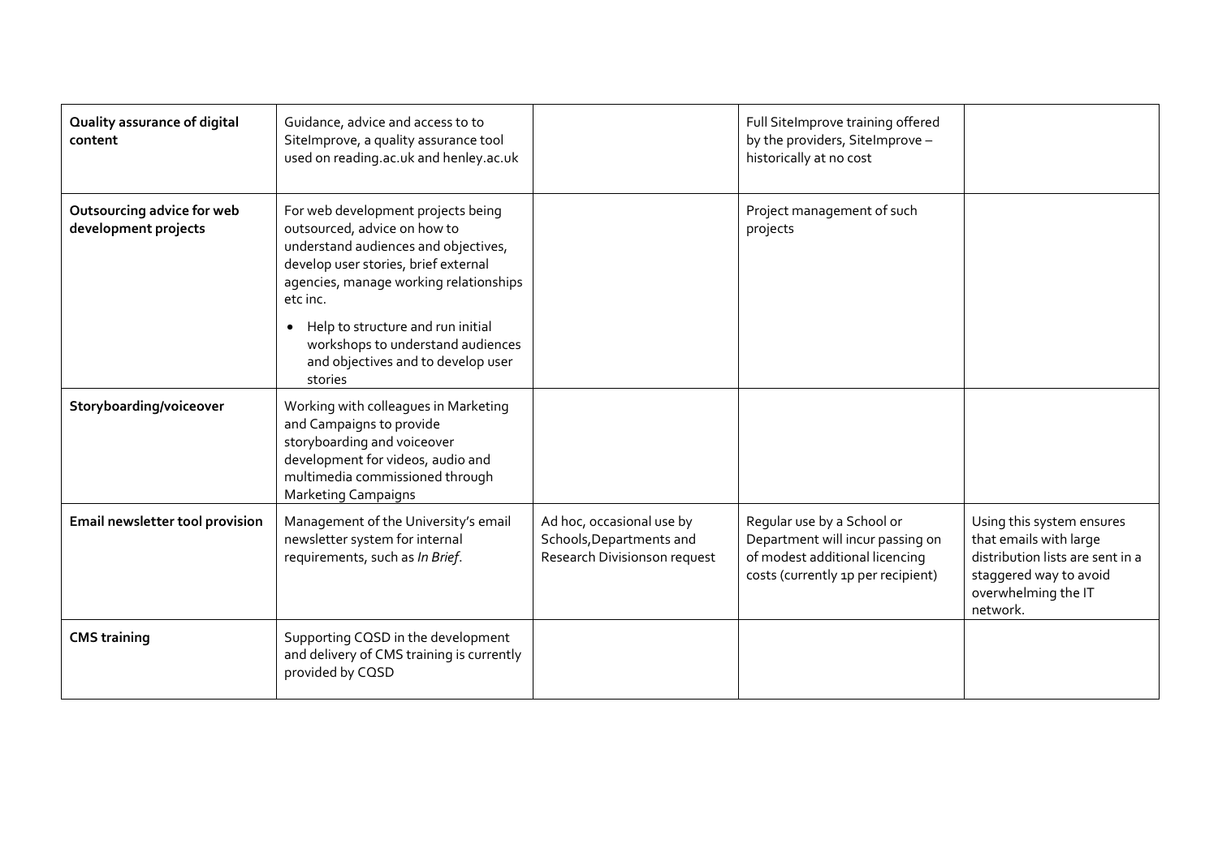| | | | | |
|---|---|---|---|---|
| **Quality assurance of digital content** | Guidance, advice and access to to SiteImprove, a quality assurance tool used on reading.ac.uk and henley.ac.uk | | Full SiteImprove training offered by the providers, SiteImprove – historically at no cost | |
| **Outsourcing advice for web development projects** | For web development projects being outsourced, advice on how to understand audiences and objectives, develop user stories, brief external agencies, manage working relationships etc inc.<br>• Help to structure and run initial workshops to understand audiences and objectives and to develop user stories | | Project management of such projects | |
| **Storyboarding/voiceover** | Working with colleagues in Marketing and Campaigns to provide storyboarding and voiceover development for videos, audio and multimedia commissioned through Marketing Campaigns | | | |
| **Email newsletter tool provision** | Management of the University's email newsletter system for internal requirements, such as *In Brief*. | Ad hoc, occasional use by Schools,Departments and Research Divisionson request | Regular use by a School or Department will incur passing on of modest additional licencing costs (currently 1p per recipient) | Using this system ensures that emails with large distribution lists are sent in a staggered way to avoid overwhelming the IT network. |
| **CMS training** | Supporting CQSD in the development and delivery of CMS training is currently provided by CQSD | | | |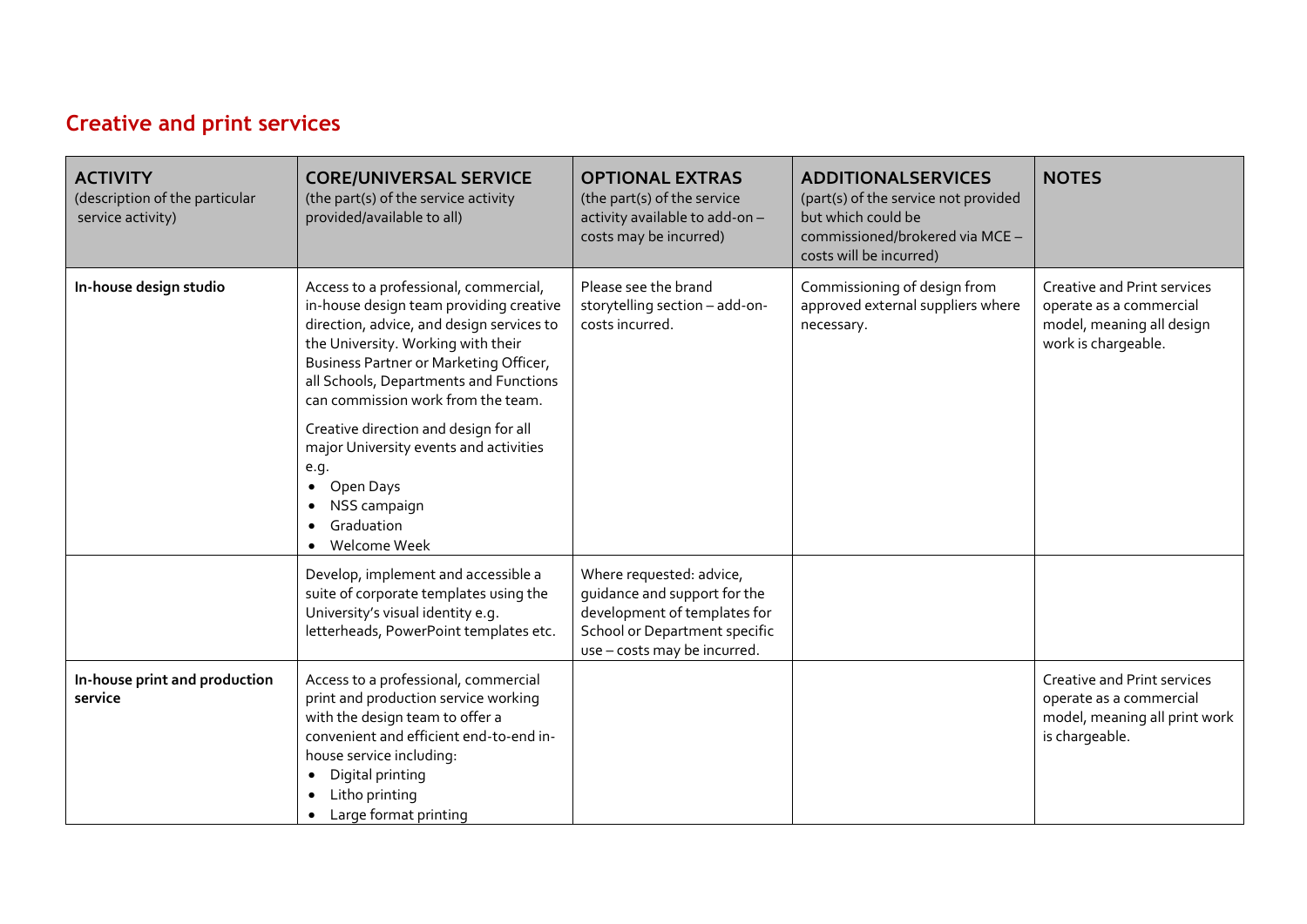## Creative and print services

| **ACTIVITY** (description of the particular service activity) | **CORE/UNIVERSAL SERVICE** (the part(s) of the service activity provided/available to all) | **OPTIONAL EXTRAS** (the part(s) of the service activity available to add-on – costs may be incurred) | **ADDITIONALSERVICES** (part(s) of the service not provided but which could be commissioned/brokered via MCE – costs will be incurred) | **NOTES** |
|---|---|---|---|---|
| **In-house design studio** | Access to a professional, commercial, in-house design team providing creative direction, advice, and design services to the University. Working with their Business Partner or Marketing Officer, all Schools, Departments and Functions can commission work from the team.<br><br>Creative direction and design for all major University events and activities e.g.<br>• Open Days<br>• NSS campaign<br>• Graduation<br>• Welcome Week | Please see the brand storytelling section – add-on-costs incurred. | Commissioning of design from approved external suppliers where necessary. | Creative and Print services operate as a commercial model, meaning all design work is chargeable. |
| | Develop, implement and accessible a suite of corporate templates using the University's visual identity e.g. letterheads, PowerPoint templates etc. | Where requested: advice, guidance and support for the development of templates for School or Department specific use – costs may be incurred. | | |
| **In-house print and production service** | Access to a professional, commercial print and production service working with the design team to offer a convenient and efficient end-to-end in-house service including:<br>• Digital printing<br>• Litho printing<br>• Large format printing | | | Creative and Print services operate as a commercial model, meaning all print work is chargeable. |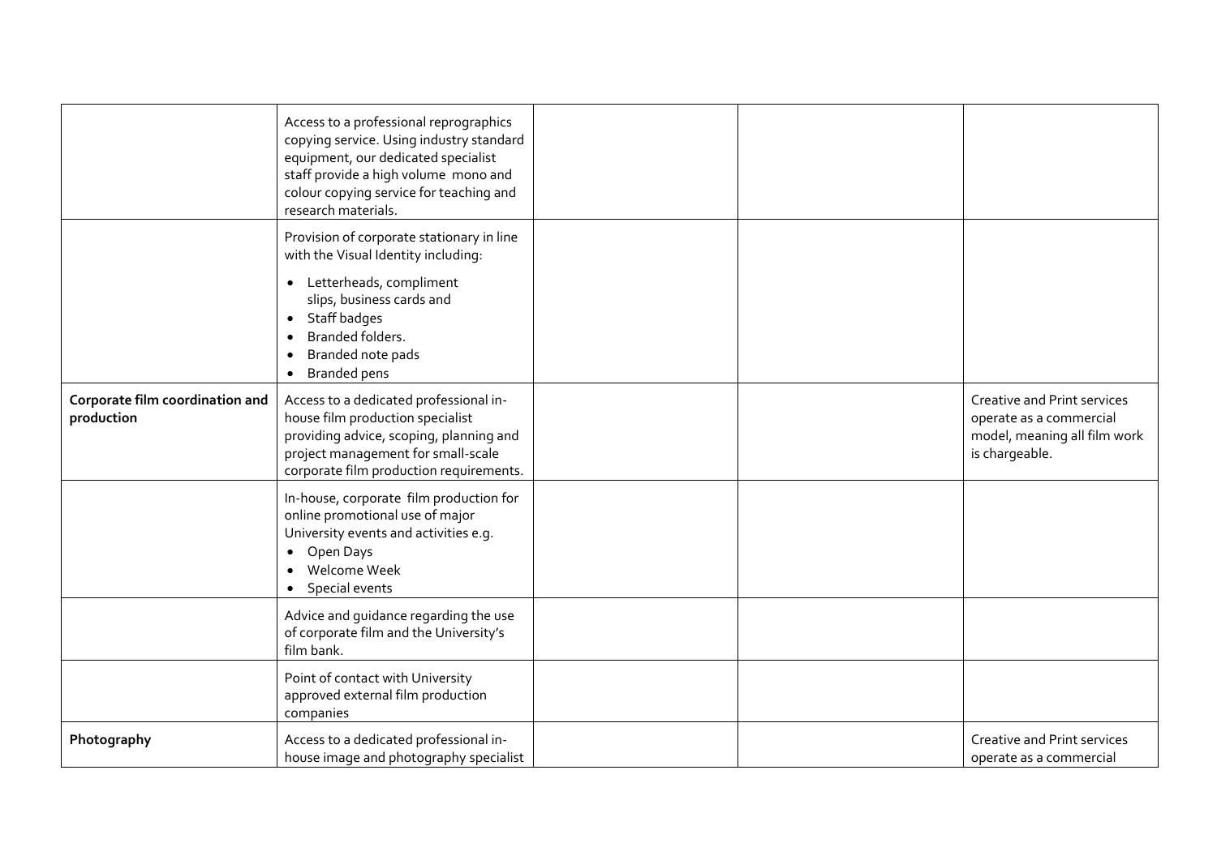| | | | | |
|---|---|---|---|---|
| | Access to a professional reprographics copying service. Using industry standard equipment, our dedicated specialist staff provide a high volume mono and colour copying service for teaching and research materials. | | | |
| | Provision of corporate stationary in line with the Visual Identity including:<br><br>• Letterheads, compliment slips, business cards and<br>• Staff badges<br>• Branded folders.<br>• Branded note pads<br>• Branded pens | | | |
| **Corporate film coordination and production** | Access to a dedicated professional in-house film production specialist providing advice, scoping, planning and project management for small-scale corporate film production requirements. | | | Creative and Print services operate as a commercial model, meaning all film work is chargeable. |
| | In-house, corporate film production for online promotional use of major University events and activities e.g.<br>• Open Days<br>• Welcome Week<br>• Special events | | | |
| | Advice and guidance regarding the use of corporate film and the University's film bank. | | | |
| | Point of contact with University approved external film production companies | | | |
| **Photography** | Access to a dedicated professional in-house image and photography specialist | | | Creative and Print services operate as a commercial |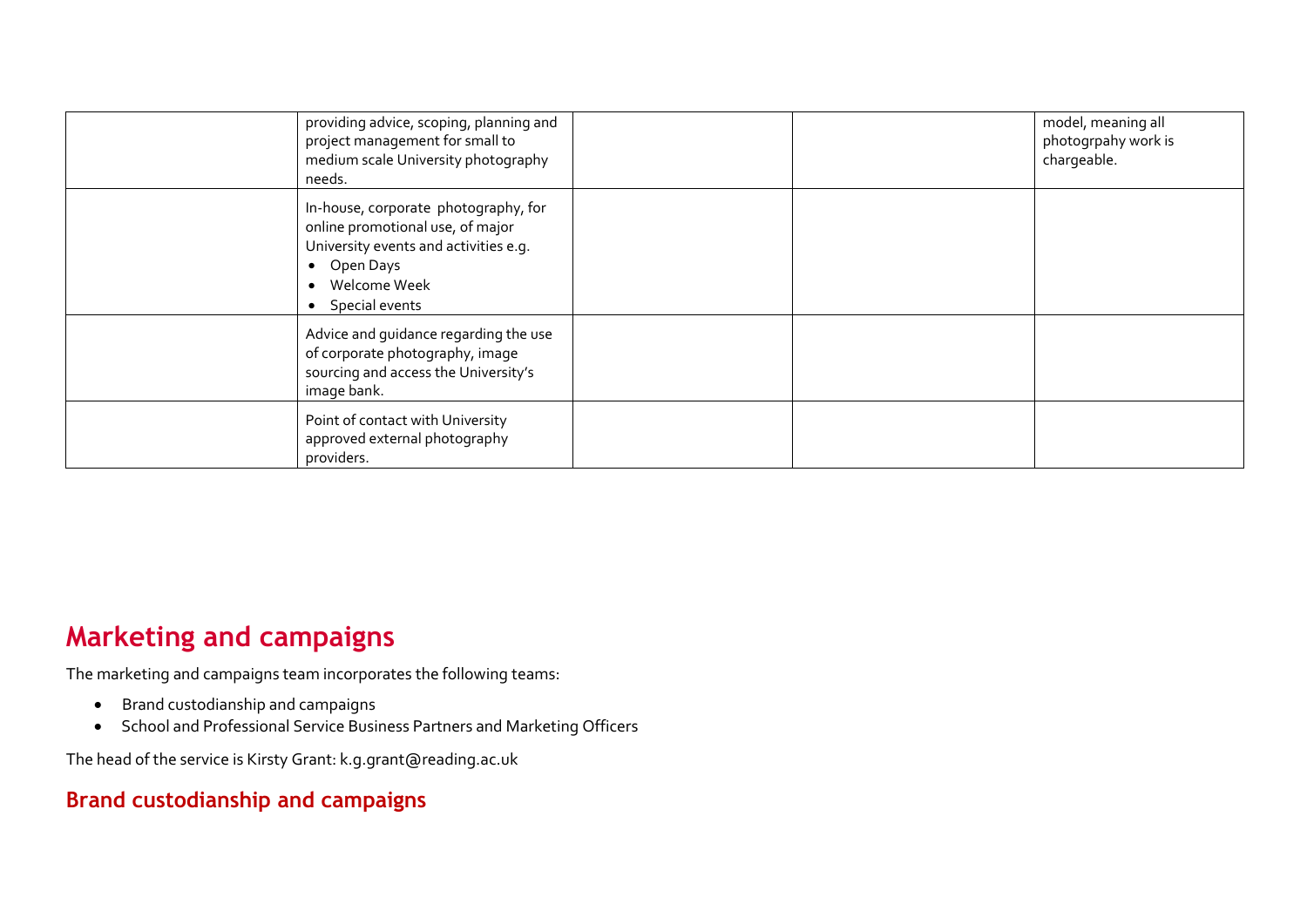| | | | | |
|---|---|---|---|---|
| | providing advice, scoping, planning and project management for small to medium scale University photography needs. | | | model, meaning all photogrpahy work is chargeable. |
| | In-house, corporate photography, for online promotional use, of major University events and activities e.g.<br>• Open Days<br>• Welcome Week<br>• Special events | | | |
| | Advice and guidance regarding the use of corporate photography, image sourcing and access the University's image bank. | | | |
| | Point of contact with University approved external photography providers. | | | |

# Marketing and campaigns

The marketing and campaigns team incorporates the following teams:

- Brand custodianship and campaigns
- School and Professional Service Business Partners and Marketing Officers

The head of the service is Kirsty Grant: k.g.grant@reading.ac.uk

## Brand custodianship and campaigns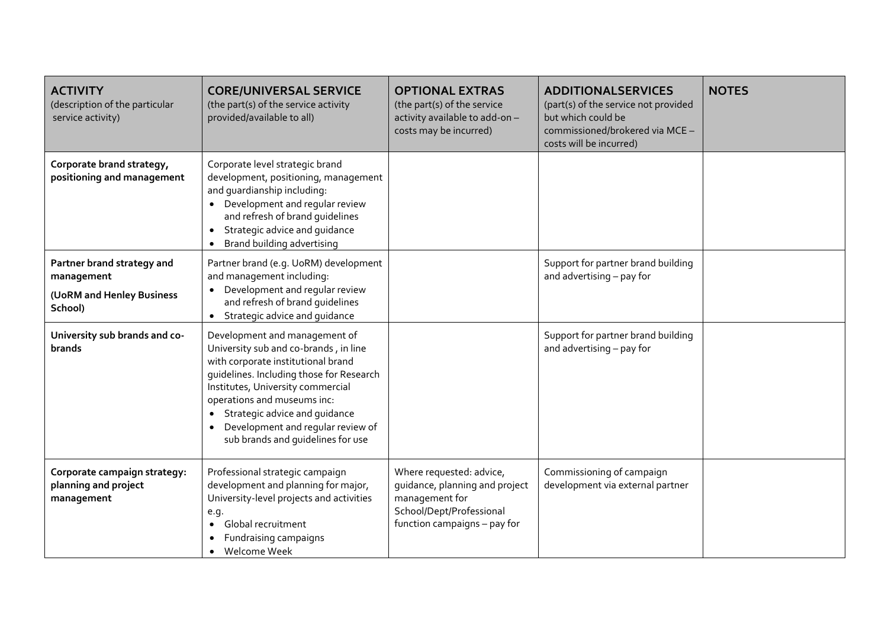| **ACTIVITY** (description of the particular service activity) | **CORE/UNIVERSAL SERVICE** (the part(s) of the service activity provided/available to all) | **OPTIONAL EXTRAS** (the part(s) of the service activity available to add-on – costs may be incurred) | **ADDITIONALSERVICES** (part(s) of the service not provided but which could be commissioned/brokered via MCE – costs will be incurred) | **NOTES** |
|---|---|---|---|---|
| **Corporate brand strategy, positioning and management** | Corporate level strategic brand development, positioning, management and guardianship including: <br>• Development and regular review and refresh of brand guidelines <br>• Strategic advice and guidance <br>• Brand building advertising | | | |
| **Partner brand strategy and management** <br>**(UoRM and Henley Business School)** | Partner brand (e.g. UoRM) development and management including: <br>• Development and regular review and refresh of brand guidelines <br>• Strategic advice and guidance | | Support for partner brand building and advertising – pay for | |
| **University sub brands and co-brands** | Development and management of University sub and co-brands , in line with corporate institutional brand guidelines. Including those for Research Institutes, University commercial operations and museums inc: <br>• Strategic advice and guidance <br>• Development and regular review of sub brands and guidelines for use | | Support for partner brand building and advertising – pay for | |
| **Corporate campaign strategy: planning and project management** | Professional strategic campaign development and planning for major, University-level projects and activities e.g. <br>• Global recruitment <br>• Fundraising campaigns <br>• Welcome Week | Where requested: advice, guidance, planning and project management for School/Dept/Professional function campaigns – pay for | Commissioning of campaign development via external partner | |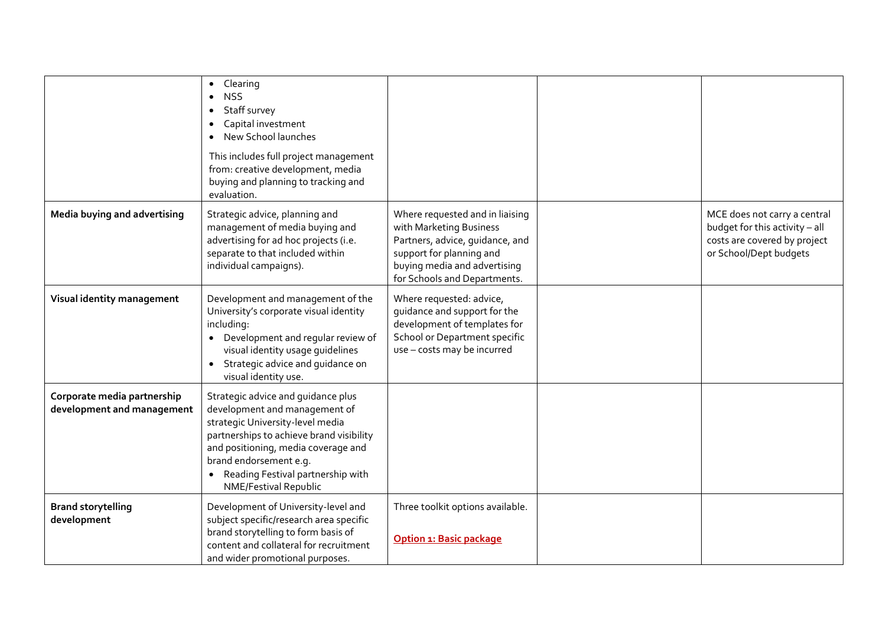| | | | | |
|---|---|---|---|---|
| | • Clearing<br>• NSS<br>• Staff survey<br>• Capital investment<br>• New School launches<br><br>This includes full project management from: creative development, media buying and planning to tracking and evaluation. | | | |
| **Media buying and advertising** | Strategic advice, planning and management of media buying and advertising for ad hoc projects (i.e. separate to that included within individual campaigns). | Where requested and in liaising with Marketing Business Partners, advice, guidance, and support for planning and buying media and advertising for Schools and Departments. | | MCE does not carry a central budget for this activity – all costs are covered by project or School/Dept budgets |
| **Visual identity management** | Development and management of the University's corporate visual identity including:<br>• Development and regular review of visual identity usage guidelines<br>• Strategic advice and guidance on visual identity use. | Where requested: advice, guidance and support for the development of templates for School or Department specific use – costs may be incurred | | |
| **Corporate media partnership development and management** | Strategic advice and guidance plus development and management of strategic University-level media partnerships to achieve brand visibility and positioning, media coverage and brand endorsement e.g.<br>• Reading Festival partnership with NME/Festival Republic | | | |
| **Brand storytelling development** | Development of University-level and subject specific/research area specific brand storytelling to form basis of content and collateral for recruitment and wider promotional purposes. | Three toolkit options available.<br><br>**Option 1: Basic package** | | |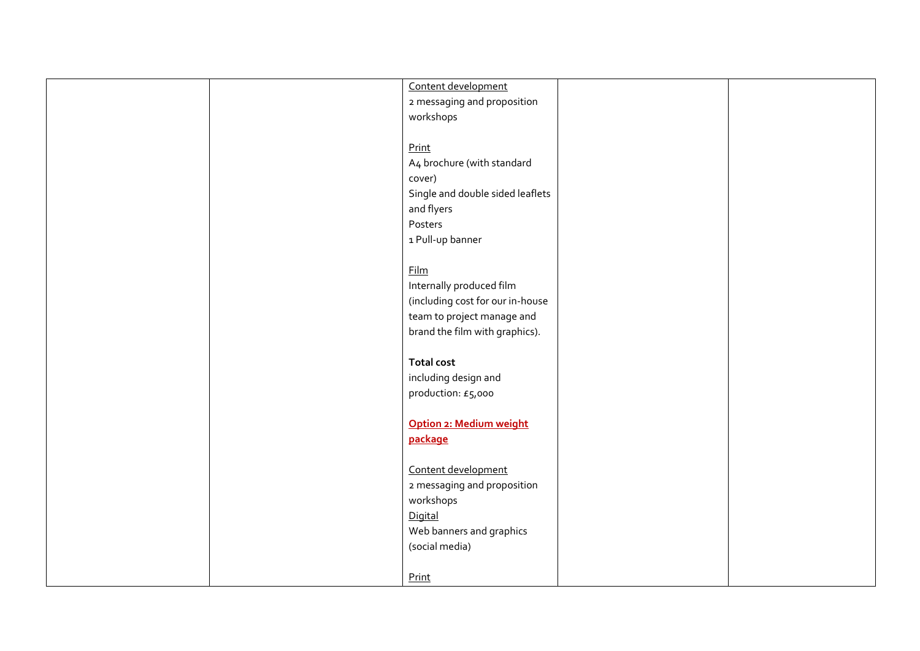|  |  | <u>Content development</u><br>2 messaging and proposition workshops<br><br><u>Print</u><br>A4 brochure (with standard cover)<br>Single and double sided leaflets and flyers<br>Posters<br>1 Pull-up banner<br><br><u>Film</u><br>Internally produced film (including cost for our in-house team to project manage and brand the film with graphics).<br><br>**Total cost**<br>including design and production: £5,000<br><br>**<u>Option 2: Medium weight package</u>**<br><br><u>Content development</u><br>2 messaging and proposition workshops<br><u>Digital</u><br>Web banners and graphics (social media)<br><br><u>Print</u> |  |  |
|---|---|---|---|---|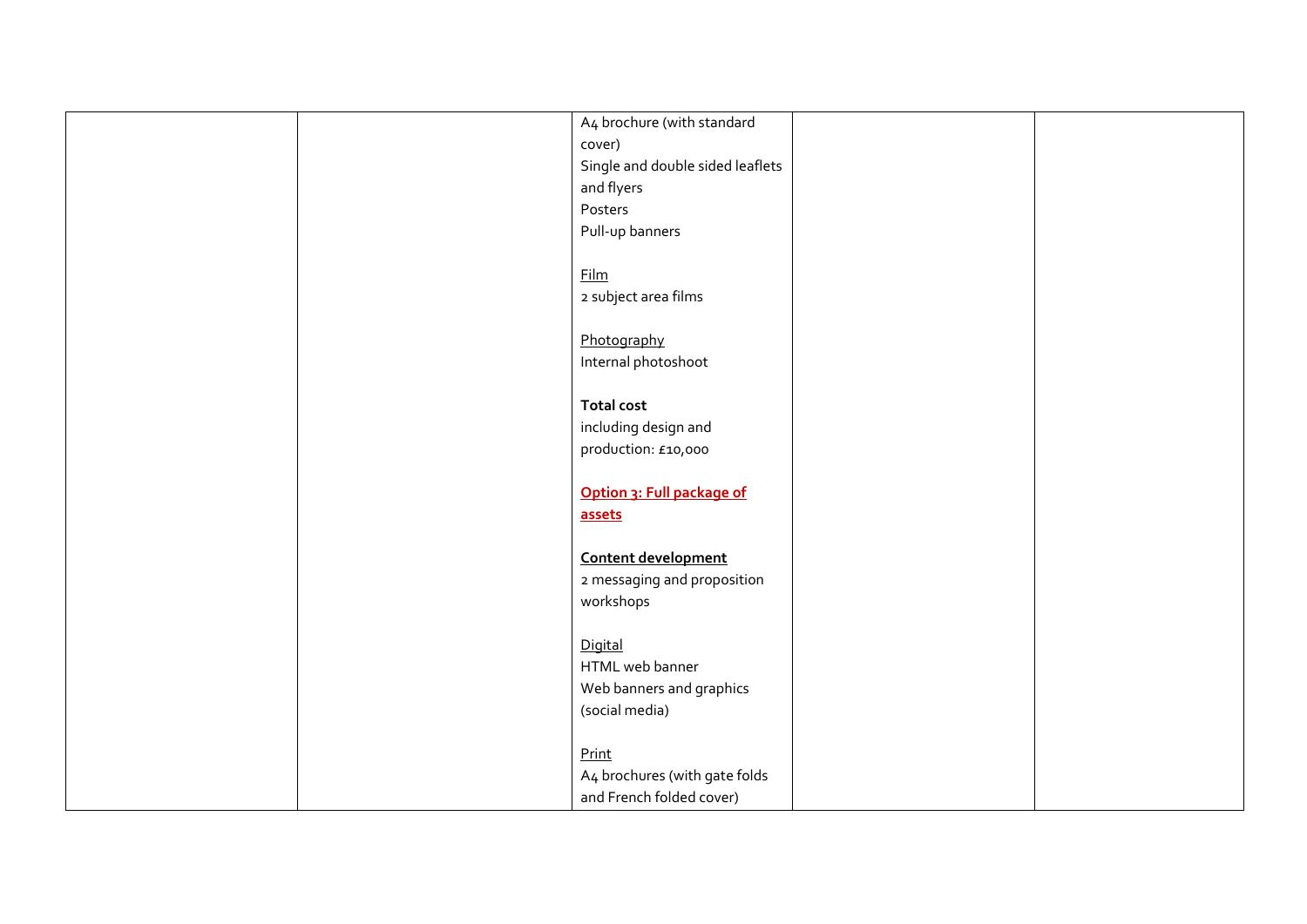| | | A4 brochure (with standard cover)<br>Single and double sided leaflets and flyers<br>Posters<br>Pull-up banners<br><br>Film<br>2 subject area films<br><br>Photography<br>Internal photoshoot<br><br>**Total cost**<br>including design and production: £10,000<br><br>**Option 3: Full package of assets**<br><br>**Content development**<br>2 messaging and proposition workshops<br><br>Digital<br>HTML web banner<br>Web banners and graphics (social media)<br><br>Print<br>A4 brochures (with gate folds and French folded cover) | | |
|---|---|---|---|---|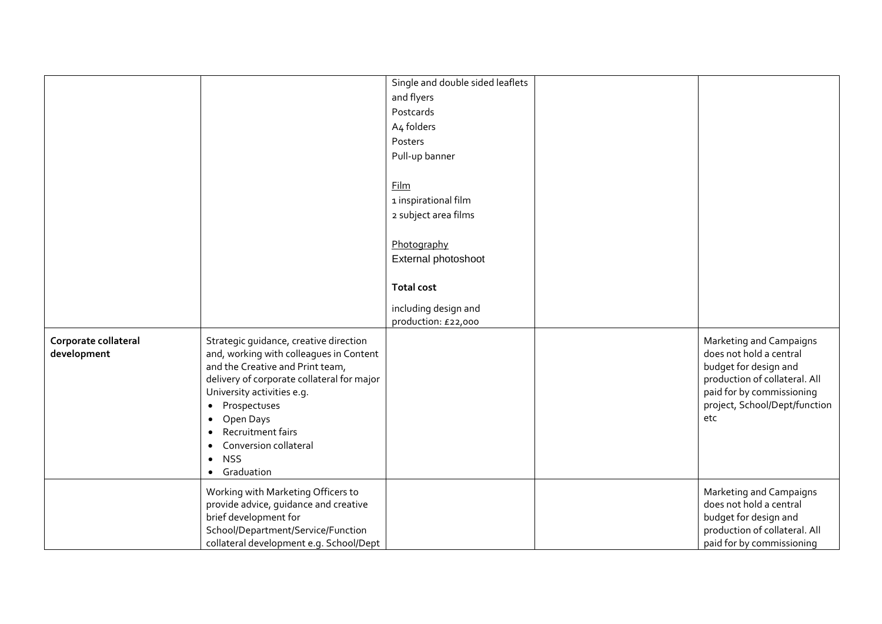| | | | | |
|---|---|---|---|---|
| | | Single and double sided leaflets and flyers<br>Postcards<br>A4 folders<br>Posters<br>Pull-up banner<br><br><u>Film</u><br>1 inspirational film<br>2 subject area films<br><br><u>Photography</u><br>External photoshoot<br><br>**Total cost**<br><br>including design and production: £22,000 | | |
| **Corporate collateral development** | Strategic guidance, creative direction and, working with colleagues in Content and the Creative and Print team, delivery of corporate collateral for major University activities e.g.<br>• Prospectuses<br>• Open Days<br>• Recruitment fairs<br>• Conversion collateral<br>• NSS<br>• Graduation | | | Marketing and Campaigns does not hold a central budget for design and production of collateral. All paid for by commissioning project, School/Dept/function etc |
| | Working with Marketing Officers to provide advice, guidance and creative brief development for School/Department/Service/Function collateral development e.g. School/Dept | | | Marketing and Campaigns does not hold a central budget for design and production of collateral. All paid for by commissioning |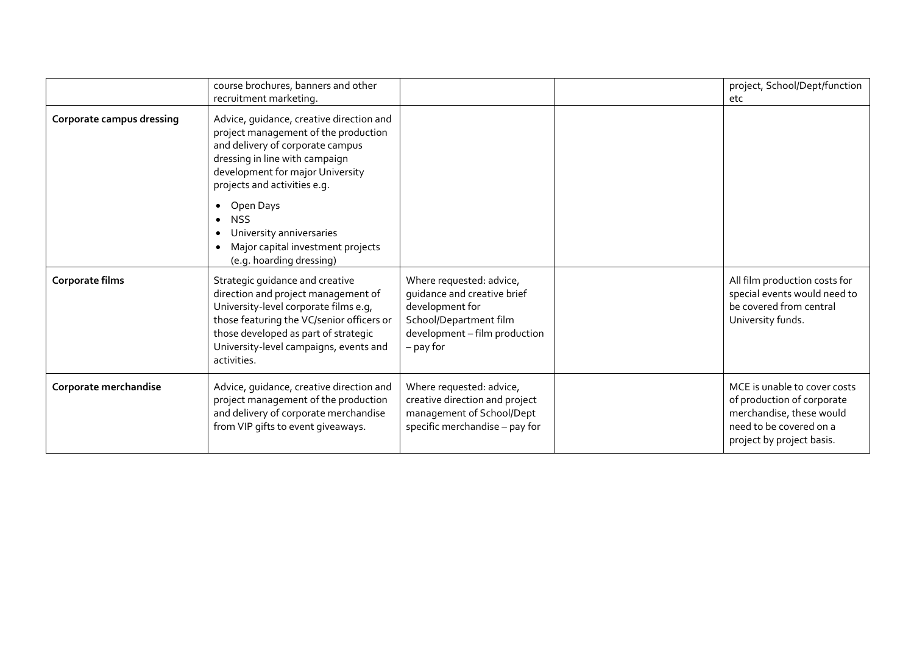| | | | | |
|---|---|---|---|---|
| | course brochures, banners and other recruitment marketing. | | | project, School/Dept/function etc |
| **Corporate campus dressing** | Advice, guidance, creative direction and project management of the production and delivery of corporate campus dressing in line with campaign development for major University projects and activities e.g.<br>• Open Days<br>• NSS<br>• University anniversaries<br>• Major capital investment projects (e.g. hoarding dressing) | | | |
| **Corporate films** | Strategic guidance and creative direction and project management of University-level corporate films e.g, those featuring the VC/senior officers or those developed as part of strategic University-level campaigns, events and activities. | Where requested: advice, guidance and creative brief development for School/Department film development – film production – pay for | | All film production costs for special events would need to be covered from central University funds. |
| **Corporate merchandise** | Advice, guidance, creative direction and project management of the production and delivery of corporate merchandise from VIP gifts to event giveaways. | Where requested: advice, creative direction and project management of School/Dept specific merchandise – pay for | | MCE is unable to cover costs of production of corporate merchandise, these would need to be covered on a project by project basis. |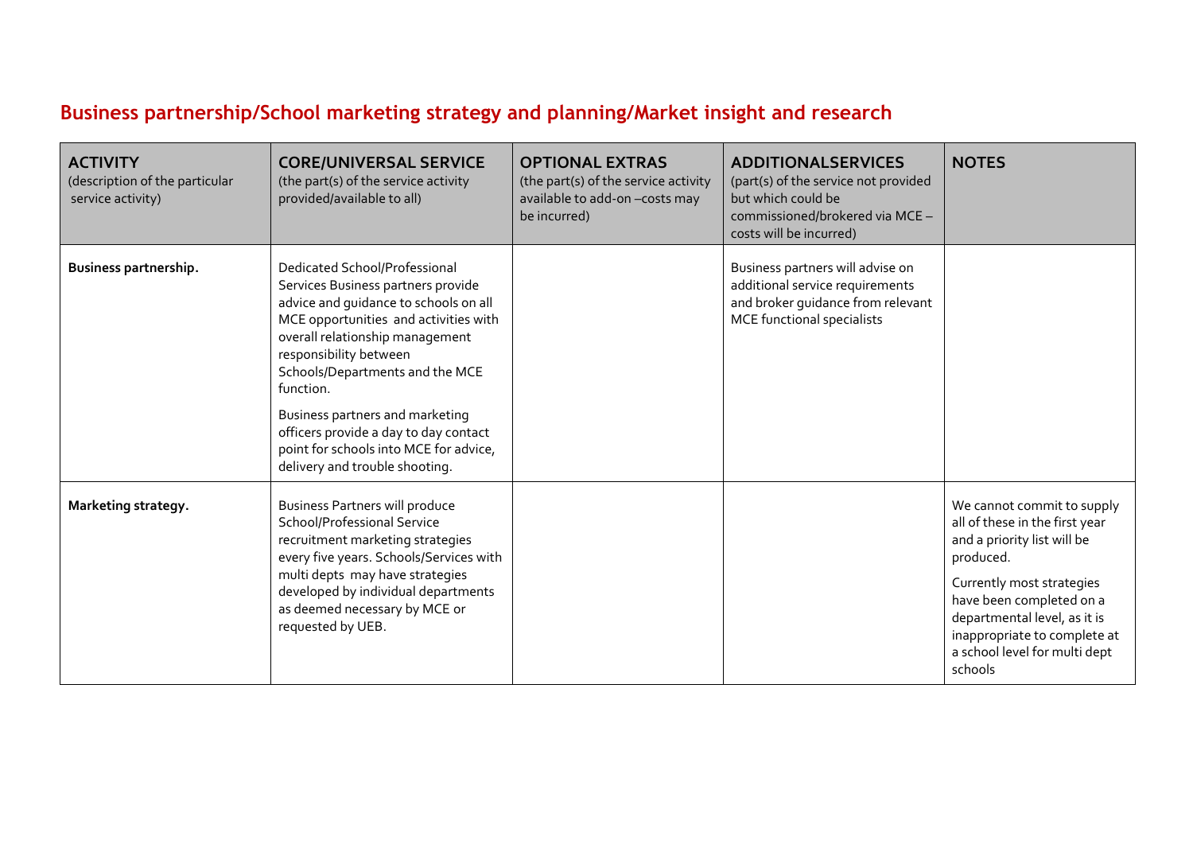## Business partnership/School marketing strategy and planning/Market insight and research

| **ACTIVITY** (description of the particular service activity) | **CORE/UNIVERSAL SERVICE** (the part(s) of the service activity provided/available to all) | **OPTIONAL EXTRAS** (the part(s) of the service activity available to add-on –costs may be incurred) | **ADDITIONALSERVICES** (part(s) of the service not provided but which could be commissioned/brokered via MCE – costs will be incurred) | **NOTES** |
|---|---|---|---|---|
| **Business partnership.** | Dedicated School/Professional Services Business partners provide advice and guidance to schools on all MCE opportunities and activities with overall relationship management responsibility between Schools/Departments and the MCE function.<br><br>Business partners and marketing officers provide a day to day contact point for schools into MCE for advice, delivery and trouble shooting. | | Business partners will advise on additional service requirements and broker guidance from relevant MCE functional specialists | |
| **Marketing strategy.** | Business Partners will produce School/Professional Service recruitment marketing strategies every five years. Schools/Services with multi depts may have strategies developed by individual departments as deemed necessary by MCE or requested by UEB. | | | We cannot commit to supply all of these in the first year and a priority list will be produced.<br><br>Currently most strategies have been completed on a departmental level, as it is inappropriate to complete at a school level for multi dept schools |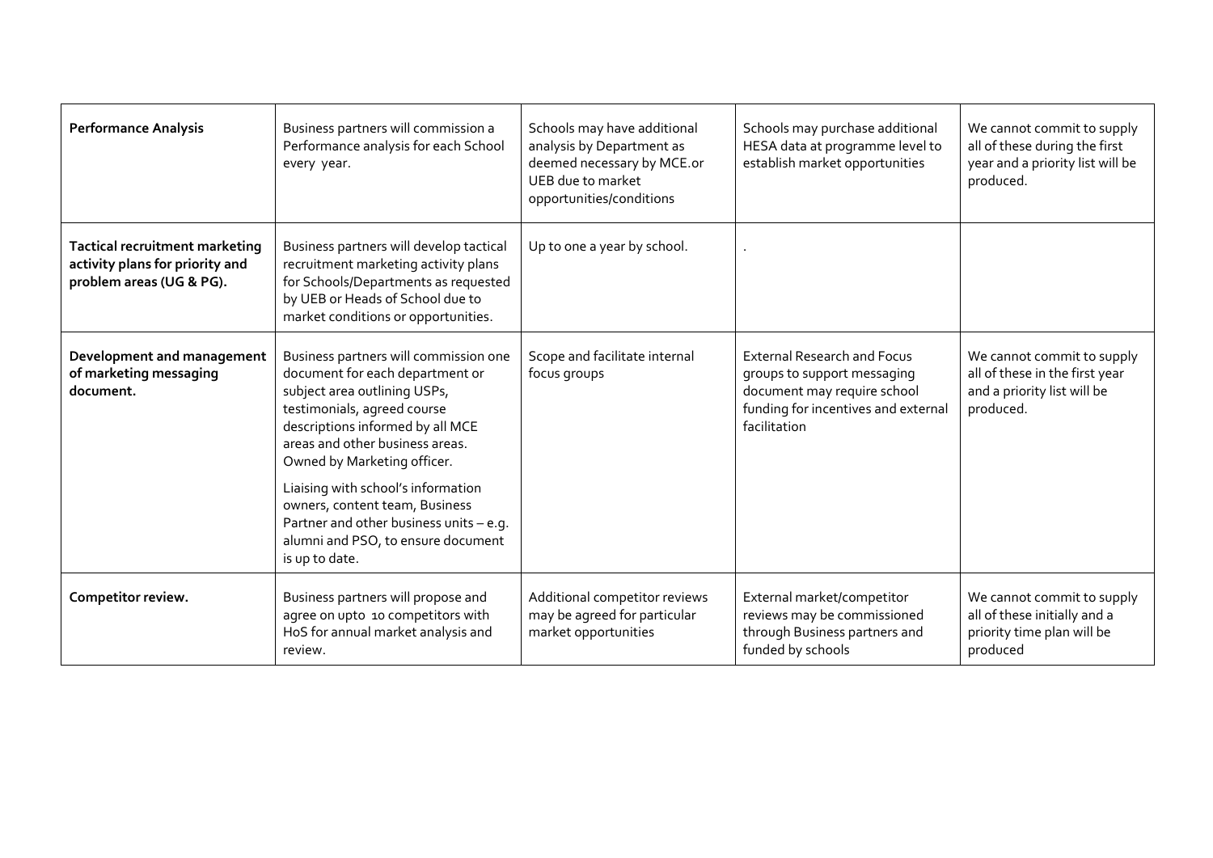| **Performance Analysis** | Business partners will commission a Performance analysis for each School every year. | Schools may have additional analysis by Department as deemed necessary by MCE.or UEB due to market opportunities/conditions | Schools may purchase additional HESA data at programme level to establish market opportunities | We cannot commit to supply all of these during the first year and a priority list will be produced. |
|---|---|---|---|---|
| **Tactical recruitment marketing activity plans for priority and problem areas (UG & PG).** | Business partners will develop tactical recruitment marketing activity plans for Schools/Departments as requested by UEB or Heads of School due to market conditions or opportunities. | Up to one a year by school. | . | |
| **Development and management of marketing messaging document.** | Business partners will commission one document for each department or subject area outlining USPs, testimonials, agreed course descriptions informed by all MCE areas and other business areas. Owned by Marketing officer.<br><br>Liaising with school's information owners, content team, Business Partner and other business units – e.g. alumni and PSO, to ensure document is up to date. | Scope and facilitate internal focus groups | External Research and Focus groups to support messaging document may require school funding for incentives and external facilitation | We cannot commit to supply all of these in the first year and a priority list will be produced. |
| **Competitor review.** | Business partners will propose and agree on upto 10 competitors with HoS for annual market analysis and review. | Additional competitor reviews may be agreed for particular market opportunities | External market/competitor reviews may be commissioned through Business partners and funded by schools | We cannot commit to supply all of these initially and a priority time plan will be produced |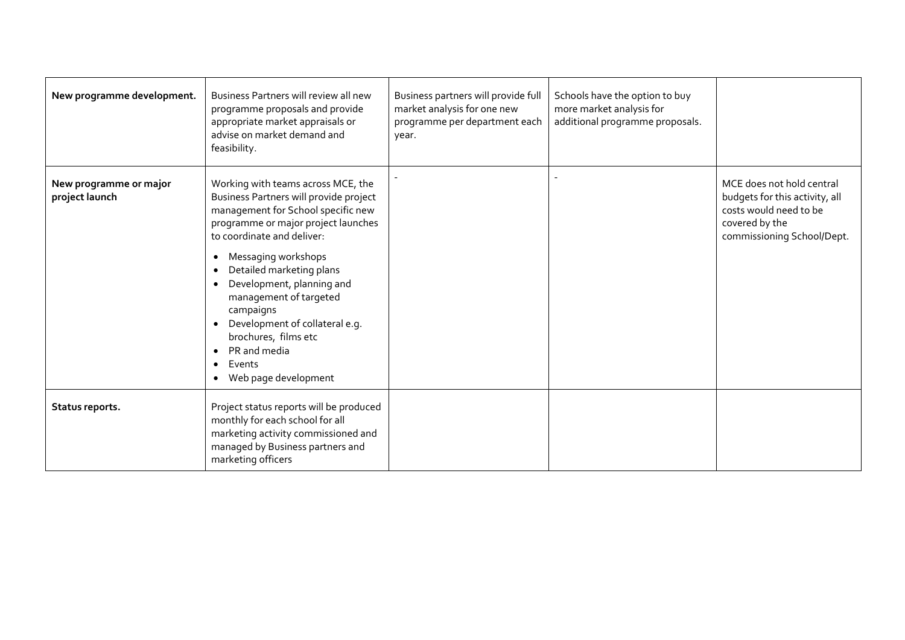| | | | | |
|---|---|---|---|---|
| **New programme development.** | Business Partners will review all new programme proposals and provide appropriate market appraisals or advise on market demand and feasibility. | Business partners will provide full market analysis for one new programme per department each year. | Schools have the option to buy more market analysis for additional programme proposals. | |
| **New programme or major project launch** | Working with teams across MCE, the Business Partners will provide project management for School specific new programme or major project launches to coordinate and deliver:<br>• Messaging workshops<br>• Detailed marketing plans<br>• Development, planning and management of targeted campaigns<br>• Development of collateral e.g. brochures, films etc<br>• PR and media<br>• Events<br>• Web page development | - | - | MCE does not hold central budgets for this activity, all costs would need to be covered by the commissioning School/Dept. |
| **Status reports.** | Project status reports will be produced monthly for each school for all marketing activity commissioned and managed by Business partners and marketing officers | | | |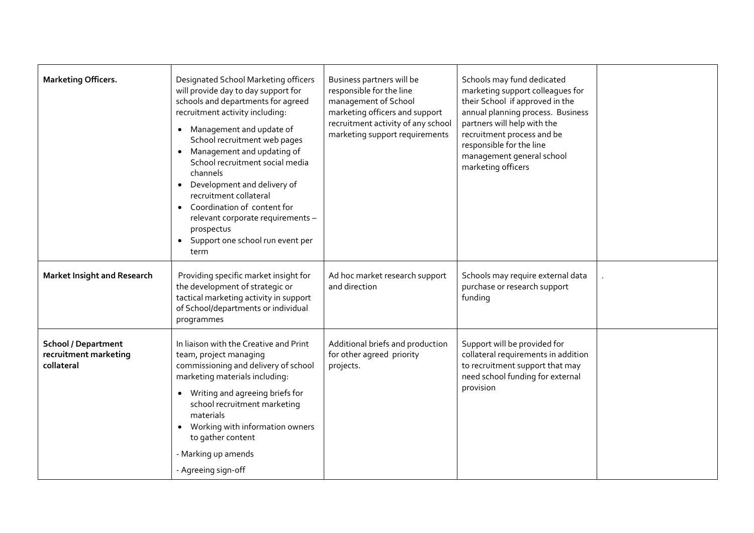| | | | | |
|---|---|---|---|---|
| **Marketing Officers.** | Designated School Marketing officers will provide day to day support for schools and departments for agreed recruitment activity including:<br>• Management and update of School recruitment web pages<br>• Management and updating of School recruitment social media channels<br>• Development and delivery of recruitment collateral<br>• Coordination of content for relevant corporate requirements – prospectus<br>• Support one school run event per term | Business partners will be responsible for the line management of School marketing officers and support recruitment activity of any school marketing support requirements | Schools may fund dedicated marketing support colleagues for their School if approved in the annual planning process. Business partners will help with the recruitment process and be responsible for the line management general school marketing officers | |
| **Market Insight and Research** | Providing specific market insight for the development of strategic or tactical marketing activity in support of School/departments or individual programmes | Ad hoc market research support and direction | Schools may require external data purchase or research support funding | . |
| **School / Department recruitment marketing collateral** | In liaison with the Creative and Print team, project managing commissioning and delivery of school marketing materials including:<br>• Writing and agreeing briefs for school recruitment marketing materials<br>• Working with information owners to gather content<br>- Marking up amends<br>- Agreeing sign-off | Additional briefs and production for other agreed priority projects. | Support will be provided for collateral requirements in addition to recruitment support that may need school funding for external provision | |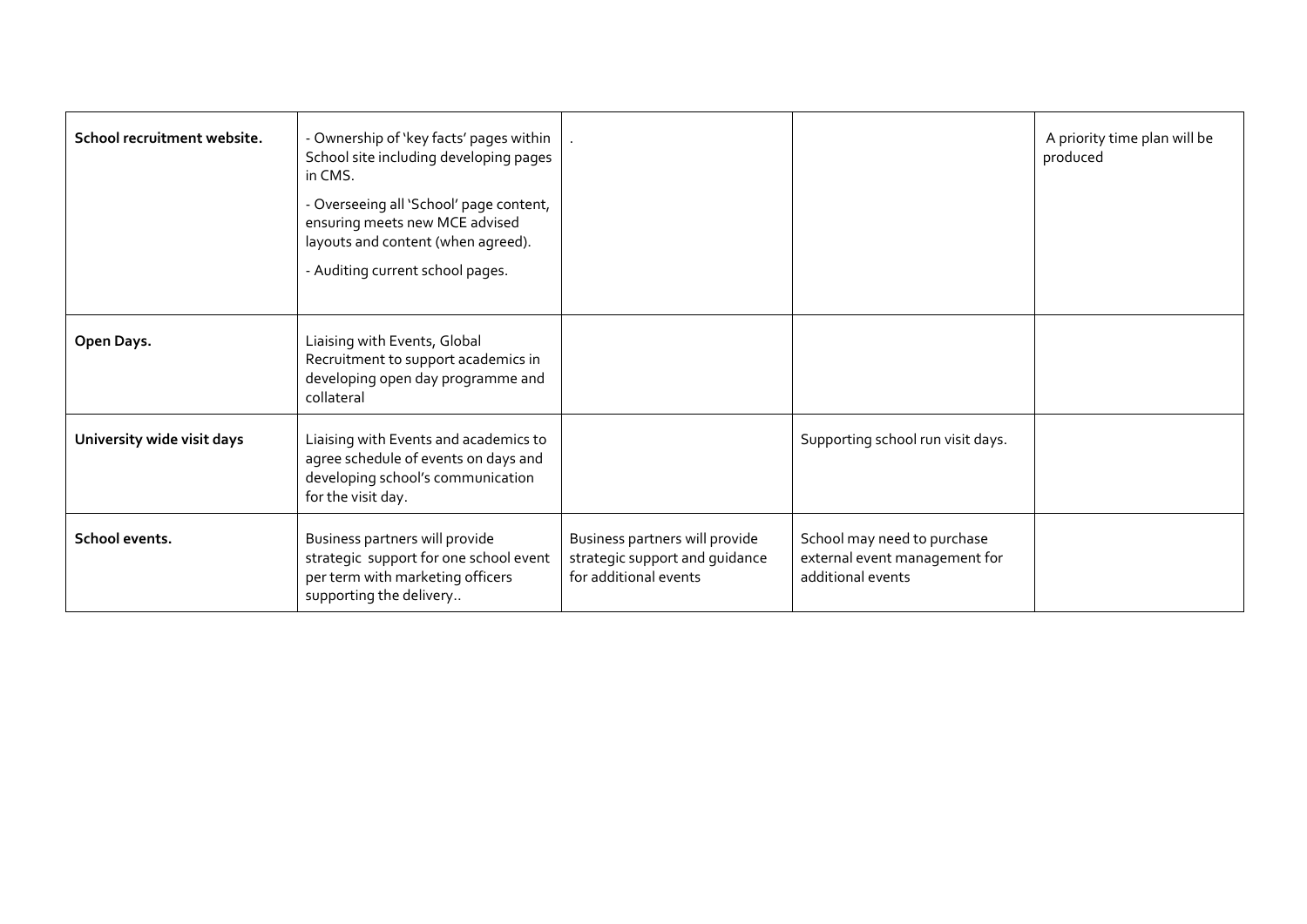| | | | | |
|---|---|---|---|---|
| **School recruitment website.** | - Ownership of 'key facts' pages within School site including developing pages in CMS.<br>- Overseeing all 'School' page content, ensuring meets new MCE advised layouts and content (when agreed).<br>- Auditing current school pages. | . | | A priority time plan will be produced |
| **Open Days.** | Liaising with Events, Global Recruitment to support academics in developing open day programme and collateral | | | |
| **University wide visit days** | Liaising with Events and academics to agree schedule of events on days and developing school's communication for the visit day. | | Supporting school run visit days. | |
| **School events.** | Business partners will provide strategic support for one school event per term with marketing officers supporting the delivery.. | Business partners will provide strategic support and guidance for additional events | School may need to purchase external event management for additional events | |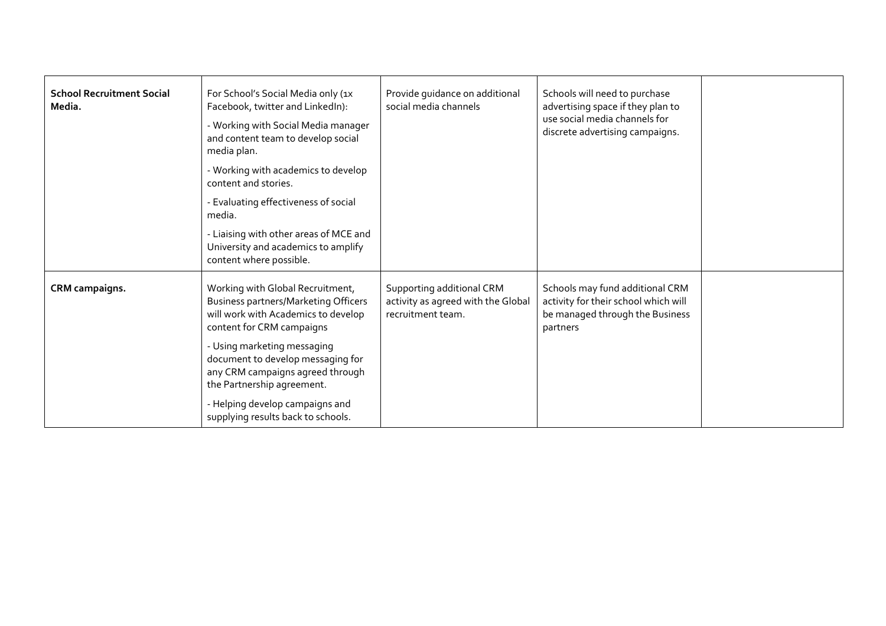| | | | | |
|---|---|---|---|---|
| **School Recruitment Social Media.** | For School's Social Media only (1x Facebook, twitter and LinkedIn):<br><br>- Working with Social Media manager and content team to develop social media plan.<br><br>- Working with academics to develop content and stories.<br><br>- Evaluating effectiveness of social media.<br><br>- Liaising with other areas of MCE and University and academics to amplify content where possible. | Provide guidance on additional social media channels | Schools will need to purchase advertising space if they plan to use social media channels for discrete advertising campaigns. | |
| **CRM campaigns.** | Working with Global Recruitment, Business partners/Marketing Officers will work with Academics to develop content for CRM campaigns<br><br>- Using marketing messaging document to develop messaging for any CRM campaigns agreed through the Partnership agreement.<br><br>- Helping develop campaigns and supplying results back to schools. | Supporting additional CRM activity as agreed with the Global recruitment team. | Schools may fund additional CRM activity for their school which will be managed through the Business partners | |